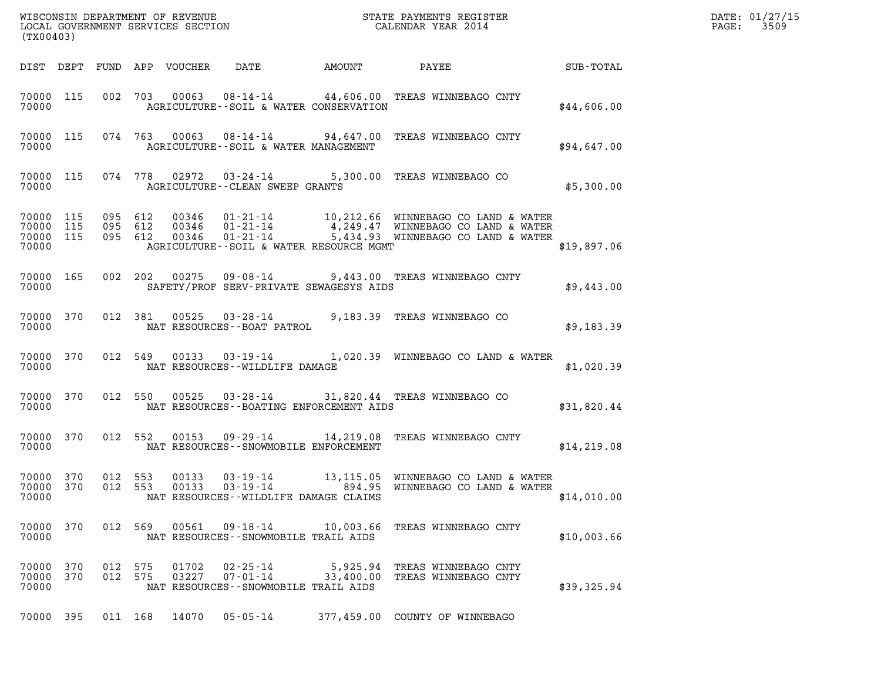WISCONSIN DEPARTMENT OF REVENUE
LOCAL GOVERNMENT SERVICES SECTION
(TX00403)

STATE PAYMENTS REGISTER
CALENDAR YEAR 2014

DATE: 01/27/15
PAGE: 3509

| DIST | DEPT | FUND | APP | VOUCHER | DATE | AMOUNT | PAYEE | SUB-TOTAL |
|---|---|---|---|---|---|---|---|---|
| 70000 | 115 | 002 | 703 | 00063 | 08-14-14 | 44,606.00 | TREAS WINNEBAGO CNTY | |
| 70000 | | | | | AGRICULTURE--SOIL & WATER CONSERVATION | | | $44,606.00 |
| 70000 | 115 | 074 | 763 | 00063 | 08-14-14 | 94,647.00 | TREAS WINNEBAGO CNTY | |
| 70000 | | | | | AGRICULTURE--SOIL & WATER MANAGEMENT | | | $94,647.00 |
| 70000 | 115 | 074 | 778 | 02972 | 03-24-14 | 5,300.00 | TREAS WINNEBAGO CO | |
| 70000 | | | | | AGRICULTURE--CLEAN SWEEP GRANTS | | | $5,300.00 |
| 70000 | 115 | 095 | 612 | 00346 | 01-21-14 | 10,212.66 | WINNEBAGO CO LAND & WATER | |
| 70000 | 115 | 095 | 612 | 00346 | 01-21-14 | 4,249.47 | WINNEBAGO CO LAND & WATER | |
| 70000 | 115 | 095 | 612 | 00346 | 01-21-14 | 5,434.93 | WINNEBAGO CO LAND & WATER | |
| 70000 | | | | | AGRICULTURE--SOIL & WATER RESOURCE MGMT | | | $19,897.06 |
| 70000 | 165 | 002 | 202 | 00275 | 09-08-14 | 9,443.00 | TREAS WINNEBAGO CNTY | |
| 70000 | | | | | SAFETY/PROF SERV-PRIVATE SEWAGESYS AIDS | | | $9,443.00 |
| 70000 | 370 | 012 | 381 | 00525 | 03-28-14 | 9,183.39 | TREAS WINNEBAGO CO | |
| 70000 | | | | | NAT RESOURCES--BOAT PATROL | | | $9,183.39 |
| 70000 | 370 | 012 | 549 | 00133 | 03-19-14 | 1,020.39 | WINNEBAGO CO LAND & WATER | |
| 70000 | | | | | NAT RESOURCES--WILDLIFE DAMAGE | | | $1,020.39 |
| 70000 | 370 | 012 | 550 | 00525 | 03-28-14 | 31,820.44 | TREAS WINNEBAGO CO | |
| 70000 | | | | | NAT RESOURCES--BOATING ENFORCEMENT AIDS | | | $31,820.44 |
| 70000 | 370 | 012 | 552 | 00153 | 09-29-14 | 14,219.08 | TREAS WINNEBAGO CNTY | |
| 70000 | | | | | NAT RESOURCES--SNOWMOBILE ENFORCEMENT | | | $14,219.08 |
| 70000 | 370 | 012 | 553 | 00133 | 03-19-14 | 13,115.05 | WINNEBAGO CO LAND & WATER | |
| 70000 | 370 | 012 | 553 | 00133 | 03-19-14 | 894.95 | WINNEBAGO CO LAND & WATER | |
| 70000 | | | | | NAT RESOURCES--WILDLIFE DAMAGE CLAIMS | | | $14,010.00 |
| 70000 | 370 | 012 | 569 | 00561 | 09-18-14 | 10,003.66 | TREAS WINNEBAGO CNTY | |
| 70000 | | | | | NAT RESOURCES--SNOWMOBILE TRAIL AIDS | | | $10,003.66 |
| 70000 | 370 | 012 | 575 | 01702 | 02-25-14 | 5,925.94 | TREAS WINNEBAGO CNTY | |
| 70000 | 370 | 012 | 575 | 03227 | 07-01-14 | 33,400.00 | TREAS WINNEBAGO CNTY | |
| 70000 | | | | | NAT RESOURCES--SNOWMOBILE TRAIL AIDS | | | $39,325.94 |
| 70000 | 395 | 011 | 168 | 14070 | 05-05-14 | 377,459.00 | COUNTY OF WINNEBAGO | |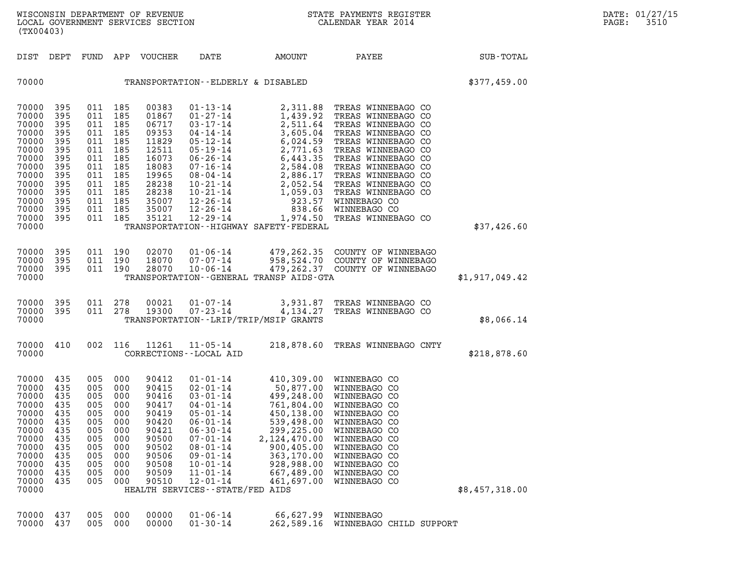WISCONSIN DEPARTMENT OF REVENUE
LOCAL GOVERNMENT SERVICES SECTION
(TX00403)

STATE PAYMENTS REGISTER
CALENDAR YEAR 2014

| DIST | DEPT | FUND | APP | VOUCHER | DATE | AMOUNT | PAYEE | SUB-TOTAL |
|---|---|---|---|---|---|---|---|---|
| 70000 | | | | | TRANSPORTATION--ELDERLY & DISABLED | | | $377,459.00 |
| 70000 | 395 | 011 | 185 | 00383 | 01-13-14 | 2,311.88 | TREAS WINNEBAGO CO | |
| 70000 | 395 | 011 | 185 | 01867 | 01-27-14 | 1,439.92 | TREAS WINNEBAGO CO | |
| 70000 | 395 | 011 | 185 | 06717 | 03-17-14 | 2,511.64 | TREAS WINNEBAGO CO | |
| 70000 | 395 | 011 | 185 | 09353 | 04-14-14 | 3,605.04 | TREAS WINNEBAGO CO | |
| 70000 | 395 | 011 | 185 | 11829 | 05-12-14 | 6,024.59 | TREAS WINNEBAGO CO | |
| 70000 | 395 | 011 | 185 | 12511 | 05-19-14 | 2,771.63 | TREAS WINNEBAGO CO | |
| 70000 | 395 | 011 | 185 | 16073 | 06-26-14 | 6,443.35 | TREAS WINNEBAGO CO | |
| 70000 | 395 | 011 | 185 | 18083 | 07-16-14 | 2,584.08 | TREAS WINNEBAGO CO | |
| 70000 | 395 | 011 | 185 | 19965 | 08-04-14 | 2,886.17 | TREAS WINNEBAGO CO | |
| 70000 | 395 | 011 | 185 | 28238 | 10-21-14 | 2,052.54 | TREAS WINNEBAGO CO | |
| 70000 | 395 | 011 | 185 | 28238 | 10-21-14 | 1,059.03 | TREAS WINNEBAGO CO | |
| 70000 | 395 | 011 | 185 | 35007 | 12-26-14 | 923.57 | WINNEBAGO CO | |
| 70000 | 395 | 011 | 185 | 35007 | 12-26-14 | 838.66 | WINNEBAGO CO | |
| 70000 | 395 | 011 | 185 | 35121 | 12-29-14 | 1,974.50 | TREAS WINNEBAGO CO | |
| 70000 | | | | | TRANSPORTATION--HIGHWAY SAFETY-FEDERAL | | | $37,426.60 |
| 70000 | 395 | 011 | 190 | 02070 | 01-06-14 | 479,262.35 | COUNTY OF WINNEBAGO | |
| 70000 | 395 | 011 | 190 | 18070 | 07-07-14 | 958,524.70 | COUNTY OF WINNEBAGO | |
| 70000 | 395 | 011 | 190 | 28070 | 10-06-14 | 479,262.37 | COUNTY OF WINNEBAGO | |
| 70000 | | | | | TRANSPORTATION--GENERAL TRANSP AIDS-GTA | | | $1,917,049.42 |
| 70000 | 395 | 011 | 278 | 00021 | 01-07-14 | 3,931.87 | TREAS WINNEBAGO CO | |
| 70000 | 395 | 011 | 278 | 19300 | 07-23-14 | 4,134.27 | TREAS WINNEBAGO CO | |
| 70000 | | | | | TRANSPORTATION--LRIP/TRIP/MSIP GRANTS | | | $8,066.14 |
| 70000 | 410 | 002 | 116 | 11261 | 11-05-14 | 218,878.60 | TREAS WINNEBAGO CNTY | |
| 70000 | | | | | CORRECTIONS--LOCAL AID | | | $218,878.60 |
| 70000 | 435 | 005 | 000 | 90412 | 01-01-14 | 410,309.00 | WINNEBAGO CO | |
| 70000 | 435 | 005 | 000 | 90415 | 02-01-14 | 50,877.00 | WINNEBAGO CO | |
| 70000 | 435 | 005 | 000 | 90416 | 03-01-14 | 499,248.00 | WINNEBAGO CO | |
| 70000 | 435 | 005 | 000 | 90417 | 04-01-14 | 761,804.00 | WINNEBAGO CO | |
| 70000 | 435 | 005 | 000 | 90419 | 05-01-14 | 450,138.00 | WINNEBAGO CO | |
| 70000 | 435 | 005 | 000 | 90420 | 06-01-14 | 539,498.00 | WINNEBAGO CO | |
| 70000 | 435 | 005 | 000 | 90421 | 06-30-14 | 299,225.00 | WINNEBAGO CO | |
| 70000 | 435 | 005 | 000 | 90500 | 07-01-14 | 2,124,470.00 | WINNEBAGO CO | |
| 70000 | 435 | 005 | 000 | 90502 | 08-01-14 | 900,405.00 | WINNEBAGO CO | |
| 70000 | 435 | 005 | 000 | 90506 | 09-01-14 | 363,170.00 | WINNEBAGO CO | |
| 70000 | 435 | 005 | 000 | 90508 | 10-01-14 | 928,988.00 | WINNEBAGO CO | |
| 70000 | 435 | 005 | 000 | 90509 | 11-01-14 | 667,489.00 | WINNEBAGO CO | |
| 70000 | 435 | 005 | 000 | 90510 | 12-01-14 | 461,697.00 | WINNEBAGO CO | |
| 70000 | | | | | HEALTH SERVICES--STATE/FED AIDS | | | $8,457,318.00 |
| 70000 | 437 | 005 | 000 | 00000 | 01-06-14 | 66,627.99 | WINNEBAGO | |
| 70000 | 437 | 005 | 000 | 00000 | 01-30-14 | 262,589.16 | WINNEBAGO CHILD SUPPORT | |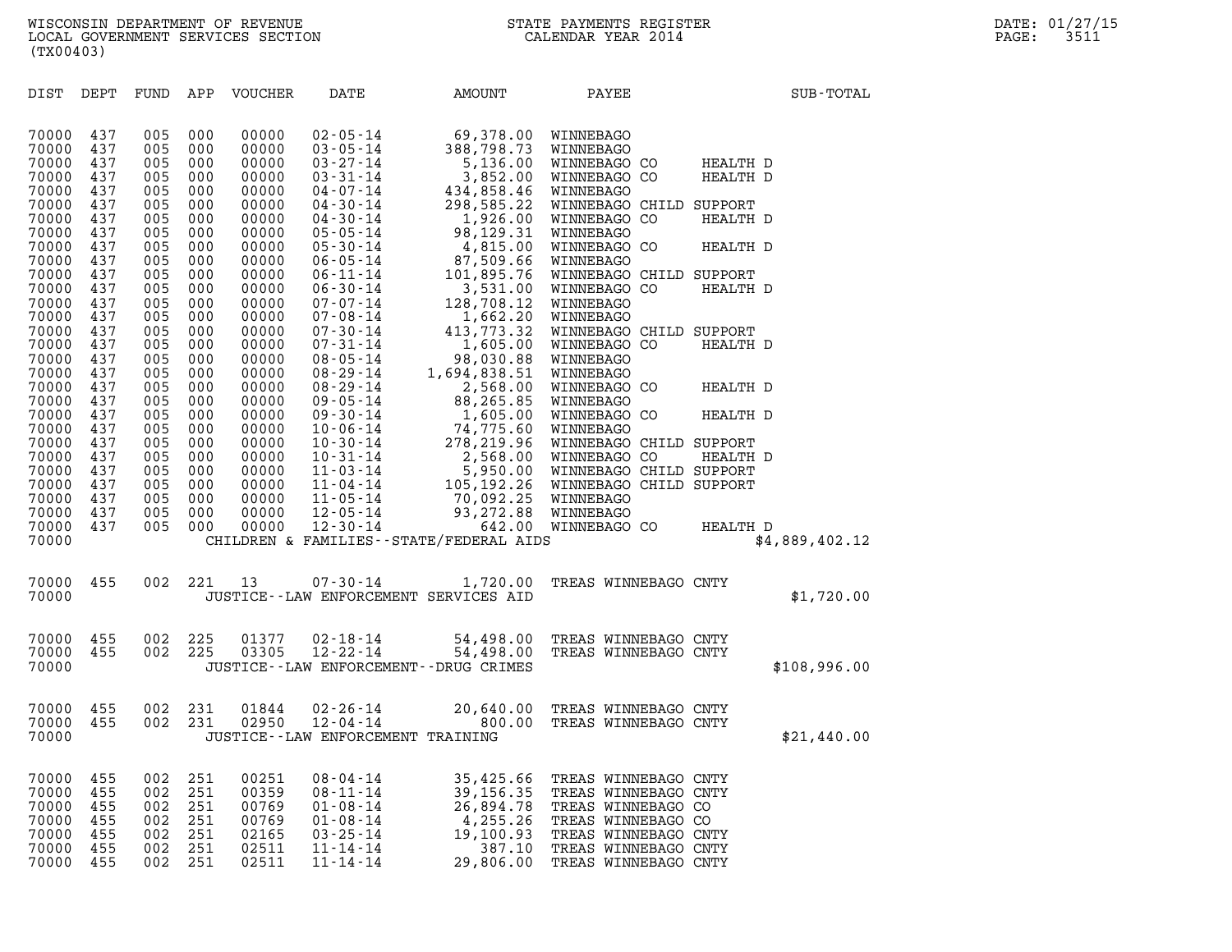WISCONSIN DEPARTMENT OF REVENUE
LOCAL GOVERNMENT SERVICES SECTION
(TX00403)

STATE PAYMENTS REGISTER
CALENDAR YEAR 2014

DATE: 01/27/15

| DIST | DEPT | FUND | APP | VOUCHER | DATE | AMOUNT | PAYEE | SUB-TOTAL |
|---|---|---|---|---|---|---|---|---|
| 70000 | 437 | 005 | 000 | 00000 | 02-05-14 | 69,378.00 | WINNEBAGO | |
| 70000 | 437 | 005 | 000 | 00000 | 03-05-14 | 388,798.73 | WINNEBAGO | |
| 70000 | 437 | 005 | 000 | 00000 | 03-27-14 | 5,136.00 | WINNEBAGO CO HEALTH D | |
| 70000 | 437 | 005 | 000 | 00000 | 03-31-14 | 3,852.00 | WINNEBAGO CO HEALTH D | |
| 70000 | 437 | 005 | 000 | 00000 | 04-07-14 | 434,858.46 | WINNEBAGO | |
| 70000 | 437 | 005 | 000 | 00000 | 04-30-14 | 298,585.22 | WINNEBAGO CHILD SUPPORT | |
| 70000 | 437 | 005 | 000 | 00000 | 04-30-14 | 1,926.00 | WINNEBAGO CO HEALTH D | |
| 70000 | 437 | 005 | 000 | 00000 | 05-05-14 | 98,129.31 | WINNEBAGO | |
| 70000 | 437 | 005 | 000 | 00000 | 05-30-14 | 4,815.00 | WINNEBAGO CO HEALTH D | |
| 70000 | 437 | 005 | 000 | 00000 | 06-05-14 | 87,509.66 | WINNEBAGO | |
| 70000 | 437 | 005 | 000 | 00000 | 06-11-14 | 101,895.76 | WINNEBAGO CHILD SUPPORT | |
| 70000 | 437 | 005 | 000 | 00000 | 06-30-14 | 3,531.00 | WINNEBAGO CO HEALTH D | |
| 70000 | 437 | 005 | 000 | 00000 | 07-07-14 | 128,708.12 | WINNEBAGO | |
| 70000 | 437 | 005 | 000 | 00000 | 07-08-14 | 1,662.20 | WINNEBAGO | |
| 70000 | 437 | 005 | 000 | 00000 | 07-30-14 | 413,773.32 | WINNEBAGO CHILD SUPPORT | |
| 70000 | 437 | 005 | 000 | 00000 | 07-31-14 | 1,605.00 | WINNEBAGO CO HEALTH D | |
| 70000 | 437 | 005 | 000 | 00000 | 08-05-14 | 98,030.88 | WINNEBAGO | |
| 70000 | 437 | 005 | 000 | 00000 | 08-29-14 | 1,694,838.51 | WINNEBAGO | |
| 70000 | 437 | 005 | 000 | 00000 | 08-29-14 | 2,568.00 | WINNEBAGO CO HEALTH D | |
| 70000 | 437 | 005 | 000 | 00000 | 09-05-14 | 88,265.85 | WINNEBAGO | |
| 70000 | 437 | 005 | 000 | 00000 | 09-30-14 | 1,605.00 | WINNEBAGO CO HEALTH D | |
| 70000 | 437 | 005 | 000 | 00000 | 10-06-14 | 74,775.60 | WINNEBAGO | |
| 70000 | 437 | 005 | 000 | 00000 | 10-30-14 | 278,219.96 | WINNEBAGO CHILD SUPPORT | |
| 70000 | 437 | 005 | 000 | 00000 | 10-31-14 | 2,568.00 | WINNEBAGO CO HEALTH D | |
| 70000 | 437 | 005 | 000 | 00000 | 11-03-14 | 5,950.00 | WINNEBAGO CHILD SUPPORT | |
| 70000 | 437 | 005 | 000 | 00000 | 11-04-14 | 105,192.26 | WINNEBAGO CHILD SUPPORT | |
| 70000 | 437 | 005 | 000 | 00000 | 11-05-14 | 70,092.25 | WINNEBAGO | |
| 70000 | 437 | 005 | 000 | 00000 | 12-05-14 | 93,272.88 | WINNEBAGO | |
| 70000 | 437 | 005 | 000 | 00000 | 12-30-14 | 642.00 | WINNEBAGO CO HEALTH D | |
| 70000 | | | | | CHILDREN & FAMILIES--STATE/FEDERAL AIDS | | | $4,889,402.12 |
| 70000 | 455 | 002 | 221 | 13 | 07-30-14 | 1,720.00 | TREAS WINNEBAGO CNTY | |
| 70000 | | | | | JUSTICE--LAW ENFORCEMENT SERVICES AID | | | $1,720.00 |
| 70000 | 455 | 002 | 225 | 01377 | 02-18-14 | 54,498.00 | TREAS WINNEBAGO CNTY | |
| 70000 | 455 | 002 | 225 | 03305 | 12-22-14 | 54,498.00 | TREAS WINNEBAGO CNTY | |
| 70000 | | | | | JUSTICE--LAW ENFORCEMENT--DRUG CRIMES | | | $108,996.00 |
| 70000 | 455 | 002 | 231 | 01844 | 02-26-14 | 20,640.00 | TREAS WINNEBAGO CNTY | |
| 70000 | 455 | 002 | 231 | 02950 | 12-04-14 | 800.00 | TREAS WINNEBAGO CNTY | |
| 70000 | | | | | JUSTICE--LAW ENFORCEMENT TRAINING | | | $21,440.00 |
| 70000 | 455 | 002 | 251 | 00251 | 08-04-14 | 35,425.66 | TREAS WINNEBAGO CNTY | |
| 70000 | 455 | 002 | 251 | 00359 | 08-11-14 | 39,156.35 | TREAS WINNEBAGO CNTY | |
| 70000 | 455 | 002 | 251 | 00769 | 01-08-14 | 26,894.78 | TREAS WINNEBAGO CO | |
| 70000 | 455 | 002 | 251 | 00769 | 01-08-14 | 4,255.26 | TREAS WINNEBAGO CO | |
| 70000 | 455 | 002 | 251 | 02165 | 03-25-14 | 19,100.93 | TREAS WINNEBAGO CNTY | |
| 70000 | 455 | 002 | 251 | 02511 | 11-14-14 | 387.10 | TREAS WINNEBAGO CNTY | |
| 70000 | 455 | 002 | 251 | 02511 | 11-14-14 | 29,806.00 | TREAS WINNEBAGO CNTY | |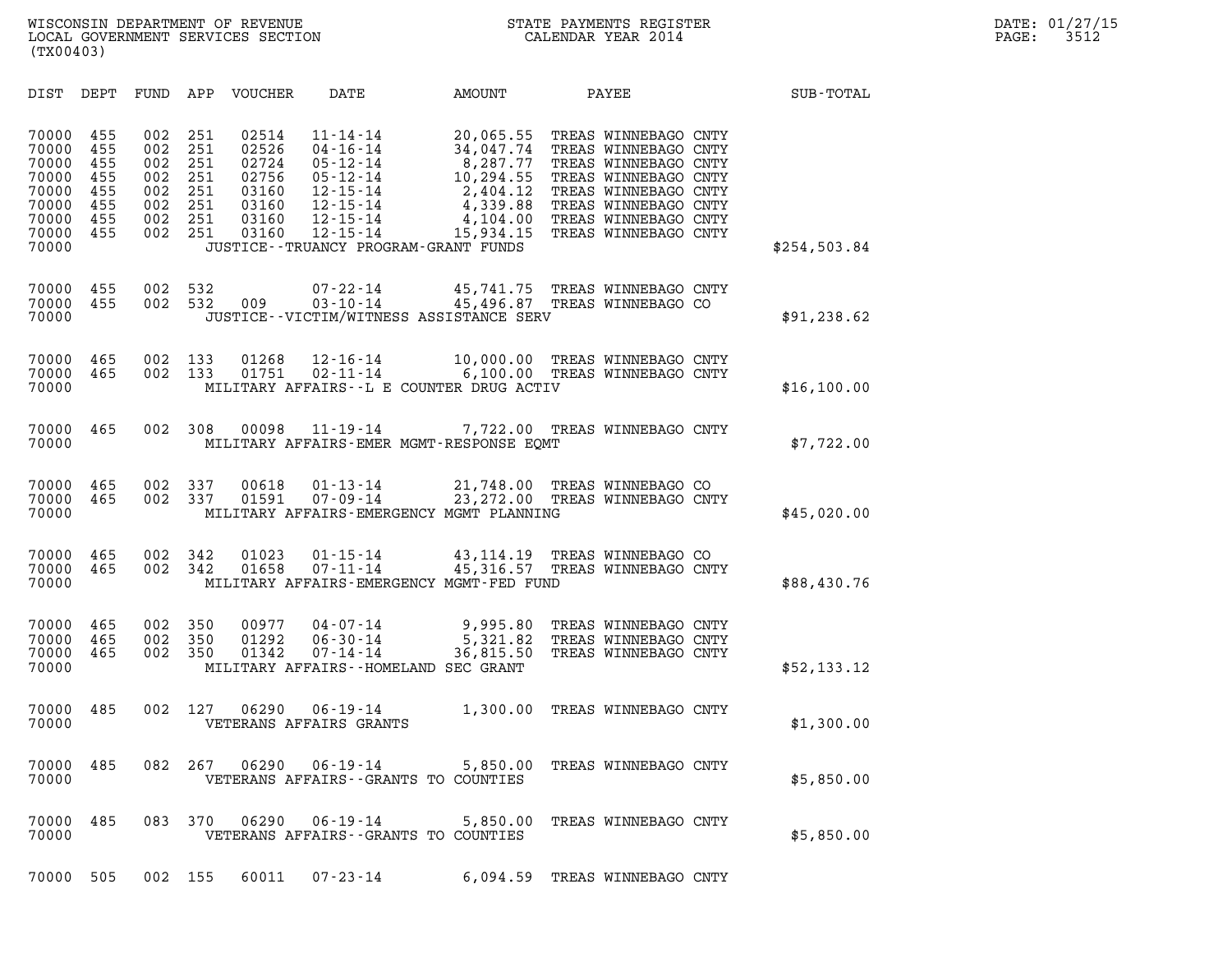WISCONSIN DEPARTMENT OF REVENUE
LOCAL GOVERNMENT SERVICES SECTION
(TX00403)

STATE PAYMENTS REGISTER
CALENDAR YEAR 2014

DATE: 01/27/15
PAGE: 3512

| DIST | DEPT | FUND | APP | VOUCHER | DATE | AMOUNT | PAYEE | SUB-TOTAL |
|---|---|---|---|---|---|---|---|---|
| 70000 | 455 | 002 | 251 | 02514 | 11-14-14 | 20,065.55 | TREAS WINNEBAGO CNTY | |
| 70000 | 455 | 002 | 251 | 02526 | 04-16-14 | 34,047.74 | TREAS WINNEBAGO CNTY | |
| 70000 | 455 | 002 | 251 | 02724 | 05-12-14 | 8,287.77 | TREAS WINNEBAGO CNTY | |
| 70000 | 455 | 002 | 251 | 02756 | 05-12-14 | 10,294.55 | TREAS WINNEBAGO CNTY | |
| 70000 | 455 | 002 | 251 | 03160 | 12-15-14 | 2,404.12 | TREAS WINNEBAGO CNTY | |
| 70000 | 455 | 002 | 251 | 03160 | 12-15-14 | 4,339.88 | TREAS WINNEBAGO CNTY | |
| 70000 | 455 | 002 | 251 | 03160 | 12-15-14 | 4,104.00 | TREAS WINNEBAGO CNTY | |
| 70000 | 455 | 002 | 251 | 03160 | 12-15-14 | 15,934.15 | TREAS WINNEBAGO CNTY | |
| 70000 | | | | | JUSTICE--TRUANCY PROGRAM-GRANT FUNDS | | | $254,503.84 |
| 70000 | 455 | 002 | 532 | | 07-22-14 | 45,741.75 | TREAS WINNEBAGO CNTY | |
| 70000 | 455 | 002 | 532 | 009 | 03-10-14 | 45,496.87 | TREAS WINNEBAGO CO | |
| 70000 | | | | | JUSTICE--VICTIM/WITNESS ASSISTANCE SERV | | | $91,238.62 |
| 70000 | 465 | 002 | 133 | 01268 | 12-16-14 | 10,000.00 | TREAS WINNEBAGO CNTY | |
| 70000 | 465 | 002 | 133 | 01751 | 02-11-14 | 6,100.00 | TREAS WINNEBAGO CNTY | |
| 70000 | | | | | MILITARY AFFAIRS--L E COUNTER DRUG ACTIV | | | $16,100.00 |
| 70000 | 465 | 002 | 308 | 00098 | 11-19-14 | 7,722.00 | TREAS WINNEBAGO CNTY | |
| 70000 | | | | | MILITARY AFFAIRS-EMER MGMT-RESPONSE EQMT | | | $7,722.00 |
| 70000 | 465 | 002 | 337 | 00618 | 01-13-14 | 21,748.00 | TREAS WINNEBAGO CO | |
| 70000 | 465 | 002 | 337 | 01591 | 07-09-14 | 23,272.00 | TREAS WINNEBAGO CNTY | |
| 70000 | | | | | MILITARY AFFAIRS-EMERGENCY MGMT PLANNING | | | $45,020.00 |
| 70000 | 465 | 002 | 342 | 01023 | 01-15-14 | 43,114.19 | TREAS WINNEBAGO CO | |
| 70000 | 465 | 002 | 342 | 01658 | 07-11-14 | 45,316.57 | TREAS WINNEBAGO CNTY | |
| 70000 | | | | | MILITARY AFFAIRS-EMERGENCY MGMT-FED FUND | | | $88,430.76 |
| 70000 | 465 | 002 | 350 | 00977 | 04-07-14 | 9,995.80 | TREAS WINNEBAGO CNTY | |
| 70000 | 465 | 002 | 350 | 01292 | 06-30-14 | 5,321.82 | TREAS WINNEBAGO CNTY | |
| 70000 | 465 | 002 | 350 | 01342 | 07-14-14 | 36,815.50 | TREAS WINNEBAGO CNTY | |
| 70000 | | | | | MILITARY AFFAIRS--HOMELAND SEC GRANT | | | $52,133.12 |
| 70000 | 485 | 002 | 127 | 06290 | 06-19-14 | 1,300.00 | TREAS WINNEBAGO CNTY | |
| 70000 | | | | | VETERANS AFFAIRS GRANTS | | | $1,300.00 |
| 70000 | 485 | 082 | 267 | 06290 | 06-19-14 | 5,850.00 | TREAS WINNEBAGO CNTY | |
| 70000 | | | | | VETERANS AFFAIRS--GRANTS TO COUNTIES | | | $5,850.00 |
| 70000 | 485 | 083 | 370 | 06290 | 06-19-14 | 5,850.00 | TREAS WINNEBAGO CNTY | |
| 70000 | | | | | VETERANS AFFAIRS--GRANTS TO COUNTIES | | | $5,850.00 |
| 70000 | 505 | 002 | 155 | 60011 | 07-23-14 | 6,094.59 | TREAS WINNEBAGO CNTY | |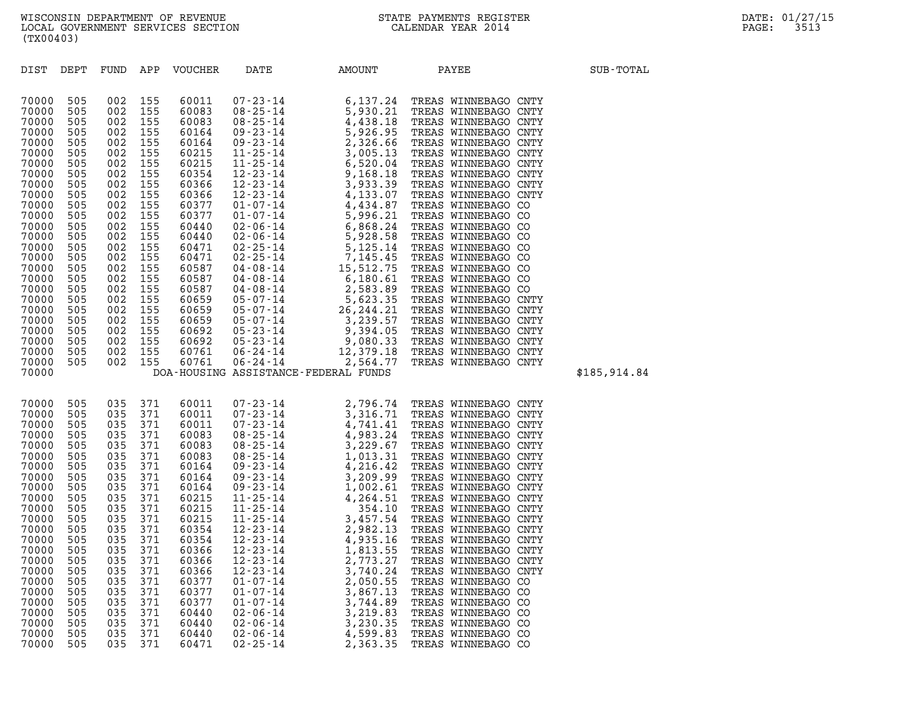WISCONSIN DEPARTMENT OF REVENUE
LOCAL GOVERNMENT SERVICES SECTION
(TX00403)

STATE PAYMENTS REGISTER
CALENDAR YEAR 2014

DATE: 01/27/15

| DIST | DEPT | FUND | APP | VOUCHER | DATE | AMOUNT | PAYEE | SUB-TOTAL |
|---|---|---|---|---|---|---|---|---|
| 70000 | 505 | 002 | 155 | 60011 | 07-23-14 | 6,137.24 | TREAS WINNEBAGO CNTY | |
| 70000 | 505 | 002 | 155 | 60083 | 08-25-14 | 5,930.21 | TREAS WINNEBAGO CNTY | |
| 70000 | 505 | 002 | 155 | 60083 | 08-25-14 | 4,438.18 | TREAS WINNEBAGO CNTY | |
| 70000 | 505 | 002 | 155 | 60164 | 09-23-14 | 5,926.95 | TREAS WINNEBAGO CNTY | |
| 70000 | 505 | 002 | 155 | 60164 | 09-23-14 | 2,326.66 | TREAS WINNEBAGO CNTY | |
| 70000 | 505 | 002 | 155 | 60215 | 11-25-14 | 3,005.13 | TREAS WINNEBAGO CNTY | |
| 70000 | 505 | 002 | 155 | 60215 | 11-25-14 | 6,520.04 | TREAS WINNEBAGO CNTY | |
| 70000 | 505 | 002 | 155 | 60354 | 12-23-14 | 9,168.18 | TREAS WINNEBAGO CNTY | |
| 70000 | 505 | 002 | 155 | 60366 | 12-23-14 | 3,933.39 | TREAS WINNEBAGO CNTY | |
| 70000 | 505 | 002 | 155 | 60366 | 12-23-14 | 4,133.07 | TREAS WINNEBAGO CNTY | |
| 70000 | 505 | 002 | 155 | 60377 | 01-07-14 | 4,434.87 | TREAS WINNEBAGO CO | |
| 70000 | 505 | 002 | 155 | 60377 | 01-07-14 | 5,996.21 | TREAS WINNEBAGO CO | |
| 70000 | 505 | 002 | 155 | 60440 | 02-06-14 | 6,868.24 | TREAS WINNEBAGO CO | |
| 70000 | 505 | 002 | 155 | 60440 | 02-06-14 | 5,928.58 | TREAS WINNEBAGO CO | |
| 70000 | 505 | 002 | 155 | 60471 | 02-25-14 | 5,125.14 | TREAS WINNEBAGO CO | |
| 70000 | 505 | 002 | 155 | 60471 | 02-25-14 | 7,145.45 | TREAS WINNEBAGO CO | |
| 70000 | 505 | 002 | 155 | 60587 | 04-08-14 | 15,512.75 | TREAS WINNEBAGO CO | |
| 70000 | 505 | 002 | 155 | 60587 | 04-08-14 | 6,180.61 | TREAS WINNEBAGO CO | |
| 70000 | 505 | 002 | 155 | 60587 | 04-08-14 | 2,583.89 | TREAS WINNEBAGO CO | |
| 70000 | 505 | 002 | 155 | 60659 | 05-07-14 | 5,623.35 | TREAS WINNEBAGO CNTY | |
| 70000 | 505 | 002 | 155 | 60659 | 05-07-14 | 26,244.21 | TREAS WINNEBAGO CNTY | |
| 70000 | 505 | 002 | 155 | 60659 | 05-07-14 | 3,239.57 | TREAS WINNEBAGO CNTY | |
| 70000 | 505 | 002 | 155 | 60692 | 05-23-14 | 9,394.05 | TREAS WINNEBAGO CNTY | |
| 70000 | 505 | 002 | 155 | 60692 | 05-23-14 | 9,080.33 | TREAS WINNEBAGO CNTY | |
| 70000 | 505 | 002 | 155 | 60761 | 06-24-14 | 12,379.18 | TREAS WINNEBAGO CNTY | |
| 70000 | 505 | 002 | 155 | 60761 | 06-24-14 | 2,564.77 | TREAS WINNEBAGO CNTY | |
| 70000 | | | | | DOA-HOUSING ASSISTANCE-FEDERAL FUNDS | | | $185,914.84 |
| 70000 | 505 | 035 | 371 | 60011 | 07-23-14 | 2,796.74 | TREAS WINNEBAGO CNTY | |
| 70000 | 505 | 035 | 371 | 60011 | 07-23-14 | 3,316.71 | TREAS WINNEBAGO CNTY | |
| 70000 | 505 | 035 | 371 | 60011 | 07-23-14 | 4,741.41 | TREAS WINNEBAGO CNTY | |
| 70000 | 505 | 035 | 371 | 60083 | 08-25-14 | 4,983.24 | TREAS WINNEBAGO CNTY | |
| 70000 | 505 | 035 | 371 | 60083 | 08-25-14 | 3,229.67 | TREAS WINNEBAGO CNTY | |
| 70000 | 505 | 035 | 371 | 60083 | 08-25-14 | 1,013.31 | TREAS WINNEBAGO CNTY | |
| 70000 | 505 | 035 | 371 | 60164 | 09-23-14 | 4,216.42 | TREAS WINNEBAGO CNTY | |
| 70000 | 505 | 035 | 371 | 60164 | 09-23-14 | 3,209.99 | TREAS WINNEBAGO CNTY | |
| 70000 | 505 | 035 | 371 | 60164 | 09-23-14 | 1,002.61 | TREAS WINNEBAGO CNTY | |
| 70000 | 505 | 035 | 371 | 60215 | 11-25-14 | 4,264.51 | TREAS WINNEBAGO CNTY | |
| 70000 | 505 | 035 | 371 | 60215 | 11-25-14 | 354.10 | TREAS WINNEBAGO CNTY | |
| 70000 | 505 | 035 | 371 | 60215 | 11-25-14 | 3,457.54 | TREAS WINNEBAGO CNTY | |
| 70000 | 505 | 035 | 371 | 60354 | 12-23-14 | 2,982.13 | TREAS WINNEBAGO CNTY | |
| 70000 | 505 | 035 | 371 | 60354 | 12-23-14 | 4,935.16 | TREAS WINNEBAGO CNTY | |
| 70000 | 505 | 035 | 371 | 60366 | 12-23-14 | 1,813.55 | TREAS WINNEBAGO CNTY | |
| 70000 | 505 | 035 | 371 | 60366 | 12-23-14 | 2,773.27 | TREAS WINNEBAGO CNTY | |
| 70000 | 505 | 035 | 371 | 60366 | 12-23-14 | 3,740.24 | TREAS WINNEBAGO CNTY | |
| 70000 | 505 | 035 | 371 | 60377 | 01-07-14 | 2,050.55 | TREAS WINNEBAGO CO | |
| 70000 | 505 | 035 | 371 | 60377 | 01-07-14 | 3,867.13 | TREAS WINNEBAGO CO | |
| 70000 | 505 | 035 | 371 | 60377 | 01-07-14 | 3,744.89 | TREAS WINNEBAGO CO | |
| 70000 | 505 | 035 | 371 | 60440 | 02-06-14 | 3,219.83 | TREAS WINNEBAGO CO | |
| 70000 | 505 | 035 | 371 | 60440 | 02-06-14 | 3,230.35 | TREAS WINNEBAGO CO | |
| 70000 | 505 | 035 | 371 | 60440 | 02-06-14 | 4,599.83 | TREAS WINNEBAGO CO | |
| 70000 | 505 | 035 | 371 | 60471 | 02-25-14 | 2,363.35 | TREAS WINNEBAGO CO | |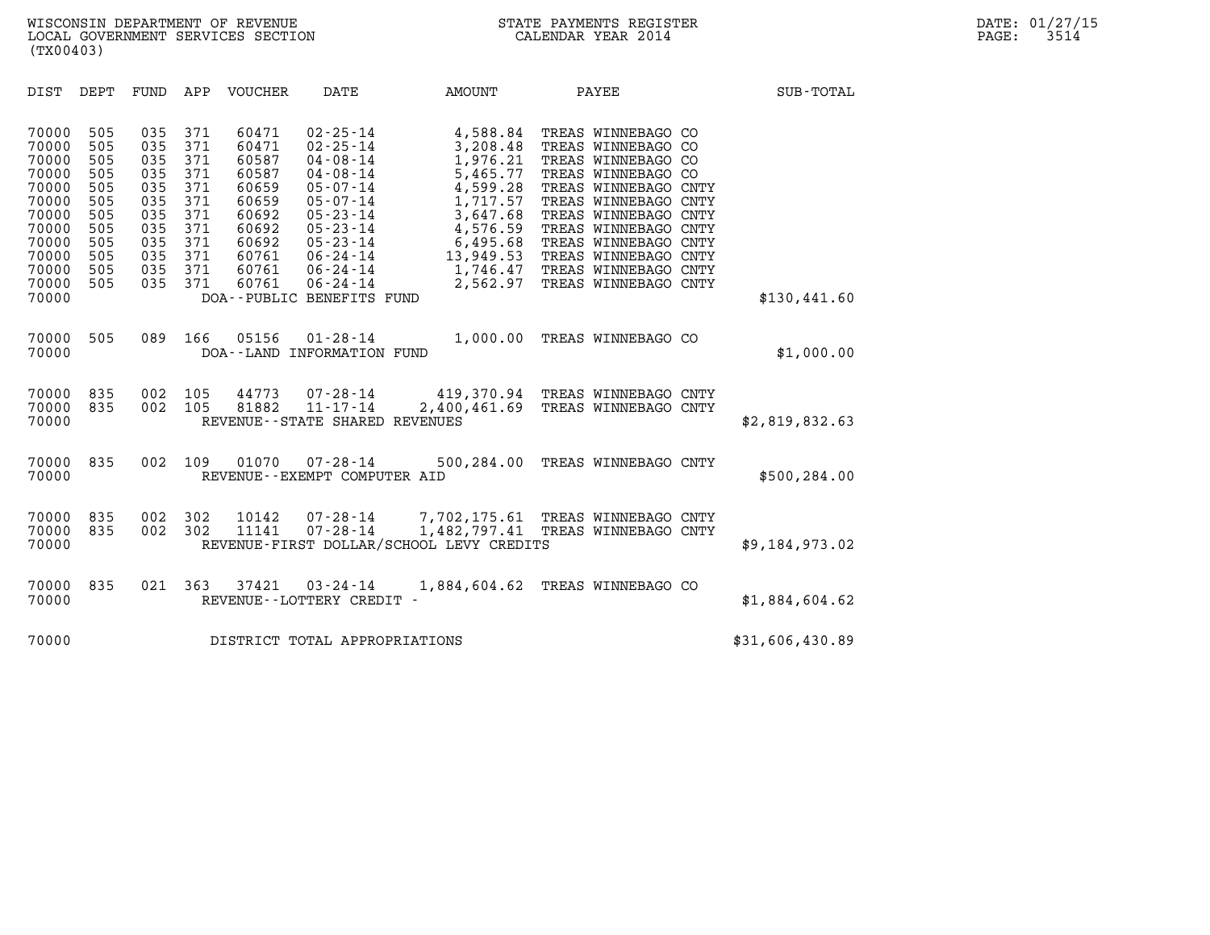WISCONSIN DEPARTMENT OF REVENUE
LOCAL GOVERNMENT SERVICES SECTION
(TX00403)

STATE PAYMENTS REGISTER
CALENDAR YEAR 2014

DATE: 01/27/15
PAGE: 3514

| DIST | DEPT | FUND | APP | VOUCHER | DATE | AMOUNT | PAYEE | SUB-TOTAL |
|---|---|---|---|---|---|---|---|---|
| 70000 | 505 | 035 | 371 | 60471 | 02-25-14 | 4,588.84 | TREAS WINNEBAGO CO | |
| 70000 | 505 | 035 | 371 | 60471 | 02-25-14 | 3,208.48 | TREAS WINNEBAGO CO | |
| 70000 | 505 | 035 | 371 | 60587 | 04-08-14 | 1,976.21 | TREAS WINNEBAGO CO | |
| 70000 | 505 | 035 | 371 | 60587 | 04-08-14 | 5,465.77 | TREAS WINNEBAGO CO | |
| 70000 | 505 | 035 | 371 | 60659 | 05-07-14 | 4,599.28 | TREAS WINNEBAGO CNTY | |
| 70000 | 505 | 035 | 371 | 60659 | 05-07-14 | 1,717.57 | TREAS WINNEBAGO CNTY | |
| 70000 | 505 | 035 | 371 | 60692 | 05-23-14 | 3,647.68 | TREAS WINNEBAGO CNTY | |
| 70000 | 505 | 035 | 371 | 60692 | 05-23-14 | 4,576.59 | TREAS WINNEBAGO CNTY | |
| 70000 | 505 | 035 | 371 | 60692 | 05-23-14 | 6,495.68 | TREAS WINNEBAGO CNTY | |
| 70000 | 505 | 035 | 371 | 60761 | 06-24-14 | 13,949.53 | TREAS WINNEBAGO CNTY | |
| 70000 | 505 | 035 | 371 | 60761 | 06-24-14 | 1,746.47 | TREAS WINNEBAGO CNTY | |
| 70000 | 505 | 035 | 371 | 60761 | 06-24-14 | 2,562.97 | TREAS WINNEBAGO CNTY | |
| 70000 | | | | DOA--PUBLIC BENEFITS FUND | | | | $130,441.60 |
| 70000 | 505 | 089 | 166 | 05156 | 01-28-14 | 1,000.00 | TREAS WINNEBAGO CO | |
| 70000 | | | | DOA--LAND INFORMATION FUND | | | | $1,000.00 |
| 70000 | 835 | 002 | 105 | 44773 | 07-28-14 | 419,370.94 | TREAS WINNEBAGO CNTY | |
| 70000 | 835 | 002 | 105 | 81882 | 11-17-14 | 2,400,461.69 | TREAS WINNEBAGO CNTY | |
| 70000 | | | | REVENUE--STATE SHARED REVENUES | | | | $2,819,832.63 |
| 70000 | 835 | 002 | 109 | 01070 | 07-28-14 | 500,284.00 | TREAS WINNEBAGO CNTY | |
| 70000 | | | | REVENUE--EXEMPT COMPUTER AID | | | | $500,284.00 |
| 70000 | 835 | 002 | 302 | 10142 | 07-28-14 | 7,702,175.61 | TREAS WINNEBAGO CNTY | |
| 70000 | 835 | 002 | 302 | 11141 | 07-28-14 | 1,482,797.41 | TREAS WINNEBAGO CNTY | |
| 70000 | | | | REVENUE-FIRST DOLLAR/SCHOOL LEVY CREDITS | | | | $9,184,973.02 |
| 70000 | 835 | 021 | 363 | 37421 | 03-24-14 | 1,884,604.62 | TREAS WINNEBAGO CO | |
| 70000 | | | | REVENUE--LOTTERY CREDIT - | | | | $1,884,604.62 |
| 70000 | | | | DISTRICT TOTAL APPROPRIATIONS | | | | $31,606,430.89 |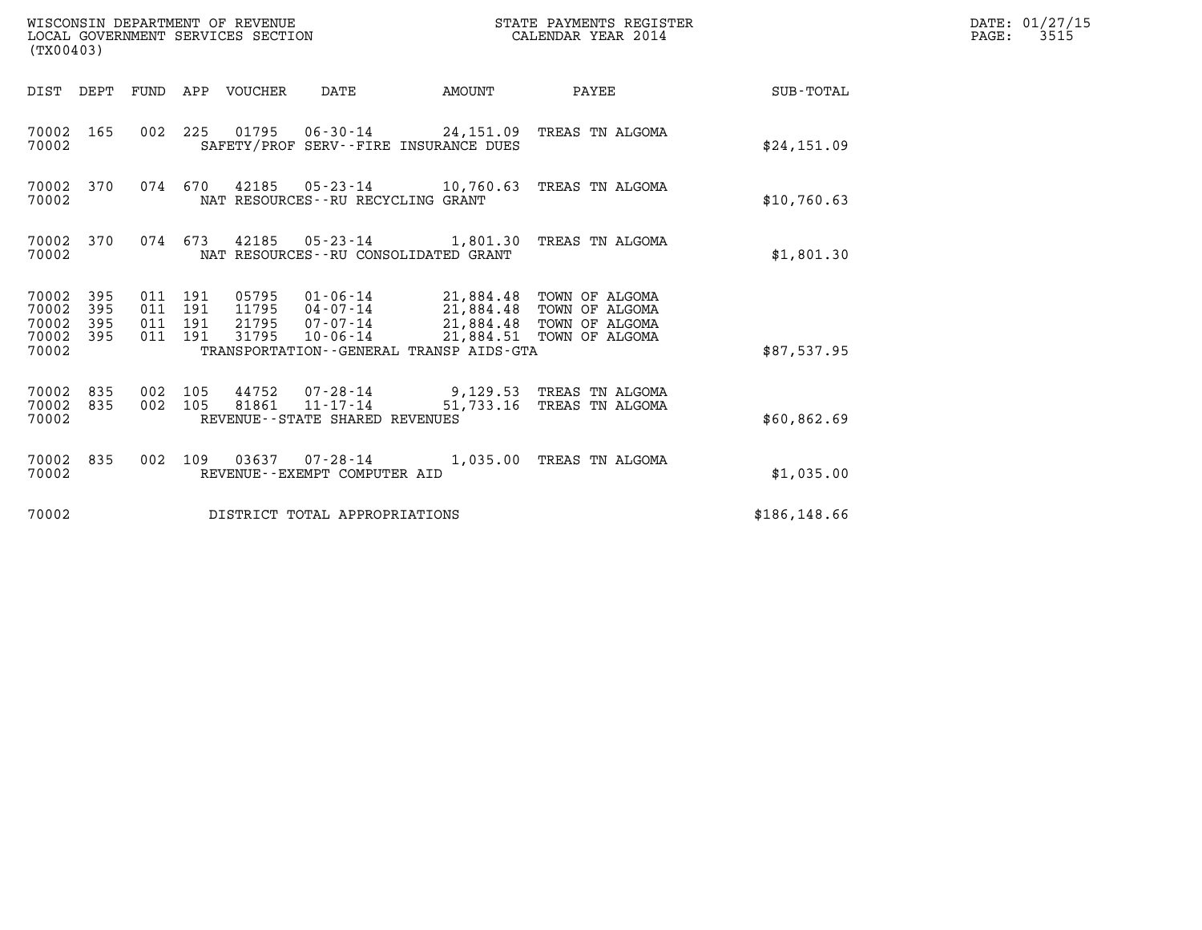WISCONSIN DEPARTMENT OF REVENUE
LOCAL GOVERNMENT SERVICES SECTION
(TX00403)

STATE PAYMENTS REGISTER
CALENDAR YEAR 2014

DATE: 01/27/15
PAGE: 3515

| DIST | DEPT | FUND | APP | VOUCHER | DATE | AMOUNT | PAYEE | SUB-TOTAL |
|---|---|---|---|---|---|---|---|---|
| 70002 | 165 | 002 | 225 | 01795 | 06-30-14 | 24,151.09 | TREAS TN ALGOMA | |
| 70002 | | | | | SAFETY/PROF SERV--FIRE INSURANCE DUES | | | $24,151.09 |
| 70002 | 370 | 074 | 670 | 42185 | 05-23-14 | 10,760.63 | TREAS TN ALGOMA | |
| 70002 | | | | | NAT RESOURCES--RU RECYCLING GRANT | | | $10,760.63 |
| 70002 | 370 | 074 | 673 | 42185 | 05-23-14 | 1,801.30 | TREAS TN ALGOMA | |
| 70002 | | | | | NAT RESOURCES--RU CONSOLIDATED GRANT | | | $1,801.30 |
| 70002 | 395 | 011 | 191 | 05795 | 01-06-14 | 21,884.48 | TOWN OF ALGOMA | |
| 70002 | 395 | 011 | 191 | 11795 | 04-07-14 | 21,884.48 | TOWN OF ALGOMA | |
| 70002 | 395 | 011 | 191 | 21795 | 07-07-14 | 21,884.48 | TOWN OF ALGOMA | |
| 70002 | 395 | 011 | 191 | 31795 | 10-06-14 | 21,884.51 | TOWN OF ALGOMA | |
| 70002 | | | | | TRANSPORTATION--GENERAL TRANSP AIDS-GTA | | | $87,537.95 |
| 70002 | 835 | 002 | 105 | 44752 | 07-28-14 | 9,129.53 | TREAS TN ALGOMA | |
| 70002 | 835 | 002 | 105 | 81861 | 11-17-14 | 51,733.16 | TREAS TN ALGOMA | |
| 70002 | | | | | REVENUE--STATE SHARED REVENUES | | | $60,862.69 |
| 70002 | 835 | 002 | 109 | 03637 | 07-28-14 | 1,035.00 | TREAS TN ALGOMA | |
| 70002 | | | | | REVENUE--EXEMPT COMPUTER AID | | | $1,035.00 |
| 70002 | | | | | DISTRICT TOTAL APPROPRIATIONS | | | $186,148.66 |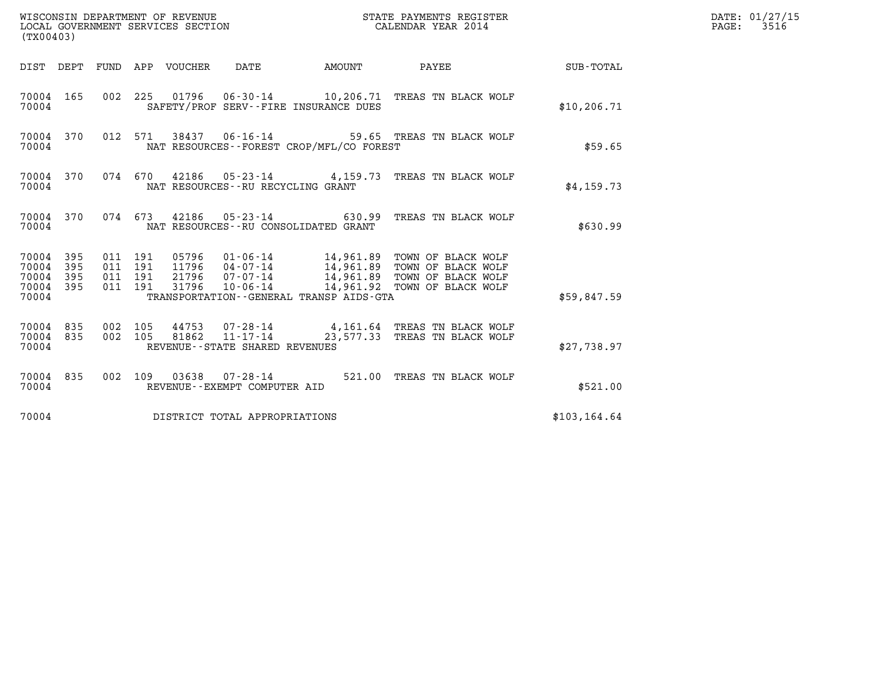WISCONSIN DEPARTMENT OF REVENUE
LOCAL GOVERNMENT SERVICES SECTION
(TX00403)

STATE PAYMENTS REGISTER
CALENDAR YEAR 2014

DATE: 01/27/15

| DIST | DEPT | FUND | APP | VOUCHER | DATE | AMOUNT | PAYEE | SUB-TOTAL |
|---|---|---|---|---|---|---|---|---|
| 70004 | 165 | 002 | 225 | 01796 | 06-30-14 | 10,206.71 | TREAS TN BLACK WOLF | |
| 70004 | | | | SAFETY/PROF SERV--FIRE INSURANCE DUES | | | | $10,206.71 |
| 70004 | 370 | 012 | 571 | 38437 | 06-16-14 | 59.65 | TREAS TN BLACK WOLF | |
| 70004 | | | | NAT RESOURCES--FOREST CROP/MFL/CO FOREST | | | | $59.65 |
| 70004 | 370 | 074 | 670 | 42186 | 05-23-14 | 4,159.73 | TREAS TN BLACK WOLF | |
| 70004 | | | | NAT RESOURCES--RU RECYCLING GRANT | | | | $4,159.73 |
| 70004 | 370 | 074 | 673 | 42186 | 05-23-14 | 630.99 | TREAS TN BLACK WOLF | |
| 70004 | | | | NAT RESOURCES--RU CONSOLIDATED GRANT | | | | $630.99 |
| 70004 | 395 | 011 | 191 | 05796 | 01-06-14 | 14,961.89 | TOWN OF BLACK WOLF | |
| 70004 | 395 | 011 | 191 | 11796 | 04-07-14 | 14,961.89 | TOWN OF BLACK WOLF | |
| 70004 | 395 | 011 | 191 | 21796 | 07-07-14 | 14,961.89 | TOWN OF BLACK WOLF | |
| 70004 | 395 | 011 | 191 | 31796 | 10-06-14 | 14,961.92 | TOWN OF BLACK WOLF | |
| 70004 | | | | TRANSPORTATION--GENERAL TRANSP AIDS-GTA | | | | $59,847.59 |
| 70004 | 835 | 002 | 105 | 44753 | 07-28-14 | 4,161.64 | TREAS TN BLACK WOLF | |
| 70004 | 835 | 002 | 105 | 81862 | 11-17-14 | 23,577.33 | TREAS TN BLACK WOLF | |
| 70004 | | | | REVENUE--STATE SHARED REVENUES | | | | $27,738.97 |
| 70004 | 835 | 002 | 109 | 03638 | 07-28-14 | 521.00 | TREAS TN BLACK WOLF | |
| 70004 | | | | REVENUE--EXEMPT COMPUTER AID | | | | $521.00 |
| 70004 | | | | DISTRICT TOTAL APPROPRIATIONS | | | | $103,164.64 |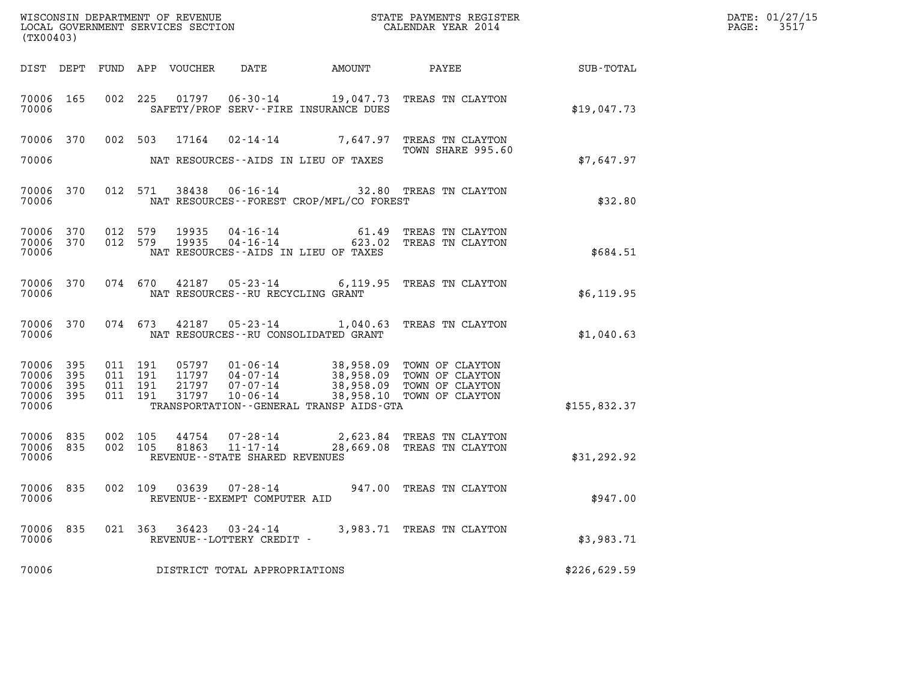WISCONSIN DEPARTMENT OF REVENUE
LOCAL GOVERNMENT SERVICES SECTION
(TX00403)

STATE PAYMENTS REGISTER
CALENDAR YEAR 2014

DATE: 01/27/15
PAGE: 3517

| DIST | DEPT | FUND | APP | VOUCHER | DATE | AMOUNT | PAYEE | SUB-TOTAL |
|---|---|---|---|---|---|---|---|---|
| 70006 | 165 | 002 | 225 | 01797 | 06-30-14 | 19,047.73 | TREAS TN CLAYTON | |
| 70006 | | | | | SAFETY/PROF SERV--FIRE INSURANCE DUES | | | $19,047.73 |
| 70006 | 370 | 002 | 503 | 17164 | 02-14-14 | 7,647.97 | TREAS TN CLAYTON TOWN SHARE 995.60 | |
| 70006 | | | | | NAT RESOURCES--AIDS IN LIEU OF TAXES | | | $7,647.97 |
| 70006 | 370 | 012 | 571 | 38438 | 06-16-14 | 32.80 | TREAS TN CLAYTON | |
| 70006 | | | | | NAT RESOURCES--FOREST CROP/MFL/CO FOREST | | | $32.80 |
| 70006 | 370 | 012 | 579 | 19935 | 04-16-14 | 61.49 | TREAS TN CLAYTON | |
| 70006 | 370 | 012 | 579 | 19935 | 04-16-14 | 623.02 | TREAS TN CLAYTON | |
| 70006 | | | | | NAT RESOURCES--AIDS IN LIEU OF TAXES | | | $684.51 |
| 70006 | 370 | 074 | 670 | 42187 | 05-23-14 | 6,119.95 | TREAS TN CLAYTON | |
| 70006 | | | | | NAT RESOURCES--RU RECYCLING GRANT | | | $6,119.95 |
| 70006 | 370 | 074 | 673 | 42187 | 05-23-14 | 1,040.63 | TREAS TN CLAYTON | |
| 70006 | | | | | NAT RESOURCES--RU CONSOLIDATED GRANT | | | $1,040.63 |
| 70006 | 395 | 011 | 191 | 05797 | 01-06-14 | 38,958.09 | TOWN OF CLAYTON | |
| 70006 | 395 | 011 | 191 | 11797 | 04-07-14 | 38,958.09 | TOWN OF CLAYTON | |
| 70006 | 395 | 011 | 191 | 21797 | 07-07-14 | 38,958.09 | TOWN OF CLAYTON | |
| 70006 | 395 | 011 | 191 | 31797 | 10-06-14 | 38,958.10 | TOWN OF CLAYTON | |
| 70006 | | | | | TRANSPORTATION--GENERAL TRANSP AIDS-GTA | | | $155,832.37 |
| 70006 | 835 | 002 | 105 | 44754 | 07-28-14 | 2,623.84 | TREAS TN CLAYTON | |
| 70006 | 835 | 002 | 105 | 81863 | 11-17-14 | 28,669.08 | TREAS TN CLAYTON | |
| 70006 | | | | | REVENUE--STATE SHARED REVENUES | | | $31,292.92 |
| 70006 | 835 | 002 | 109 | 03639 | 07-28-14 | 947.00 | TREAS TN CLAYTON | |
| 70006 | | | | | REVENUE--EXEMPT COMPUTER AID | | | $947.00 |
| 70006 | 835 | 021 | 363 | 36423 | 03-24-14 | 3,983.71 | TREAS TN CLAYTON | |
| 70006 | | | | | REVENUE--LOTTERY CREDIT - | | | $3,983.71 |
| 70006 | | | | | DISTRICT TOTAL APPROPRIATIONS | | | $226,629.59 |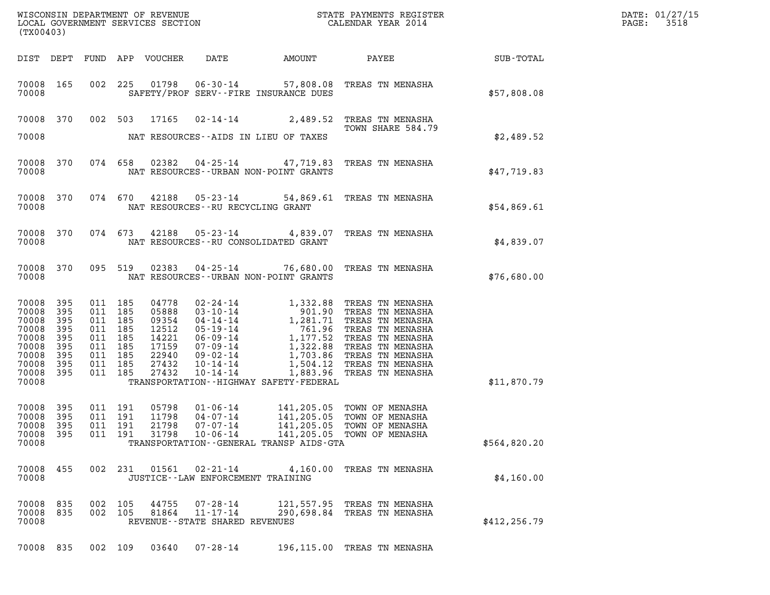WISCONSIN DEPARTMENT OF REVENUE
LOCAL GOVERNMENT SERVICES SECTION
(TX00403)

STATE PAYMENTS REGISTER
CALENDAR YEAR 2014

DATE: 01/27/15
PAGE: 3518

| DIST | DEPT | FUND | APP | VOUCHER | DATE | AMOUNT | PAYEE | SUB-TOTAL |
|---|---|---|---|---|---|---|---|---|
| 70008 | 165 | 002 | 225 | 01798 | 06-30-14 | 57,808.08 | TREAS TN MENASHA | |
| 70008 | | | | | SAFETY/PROF SERV--FIRE INSURANCE DUES | | | $57,808.08 |
| 70008 | 370 | 002 | 503 | 17165 | 02-14-14 | 2,489.52 | TREAS TN MENASHA TOWN SHARE 584.79 | |
| 70008 | | | | | NAT RESOURCES--AIDS IN LIEU OF TAXES | | | $2,489.52 |
| 70008 | 370 | 074 | 658 | 02382 | 04-25-14 | 47,719.83 | TREAS TN MENASHA | |
| 70008 | | | | | NAT RESOURCES--URBAN NON-POINT GRANTS | | | $47,719.83 |
| 70008 | 370 | 074 | 670 | 42188 | 05-23-14 | 54,869.61 | TREAS TN MENASHA | |
| 70008 | | | | | NAT RESOURCES--RU RECYCLING GRANT | | | $54,869.61 |
| 70008 | 370 | 074 | 673 | 42188 | 05-23-14 | 4,839.07 | TREAS TN MENASHA | |
| 70008 | | | | | NAT RESOURCES--RU CONSOLIDATED GRANT | | | $4,839.07 |
| 70008 | 370 | 095 | 519 | 02383 | 04-25-14 | 76,680.00 | TREAS TN MENASHA | |
| 70008 | | | | | NAT RESOURCES--URBAN NON-POINT GRANTS | | | $76,680.00 |
| 70008 | 395 | 011 | 185 | 04778 | 02-24-14 | 1,332.88 | TREAS TN MENASHA | |
| 70008 | 395 | 011 | 185 | 05888 | 03-10-14 | 901.90 | TREAS TN MENASHA | |
| 70008 | 395 | 011 | 185 | 09354 | 04-14-14 | 1,281.71 | TREAS TN MENASHA | |
| 70008 | 395 | 011 | 185 | 12512 | 05-19-14 | 761.96 | TREAS TN MENASHA | |
| 70008 | 395 | 011 | 185 | 14221 | 06-09-14 | 1,177.52 | TREAS TN MENASHA | |
| 70008 | 395 | 011 | 185 | 17159 | 07-09-14 | 1,322.88 | TREAS TN MENASHA | |
| 70008 | 395 | 011 | 185 | 22940 | 09-02-14 | 1,703.86 | TREAS TN MENASHA | |
| 70008 | 395 | 011 | 185 | 27432 | 10-14-14 | 1,504.12 | TREAS TN MENASHA | |
| 70008 | 395 | 011 | 185 | 27432 | 10-14-14 | 1,883.96 | TREAS TN MENASHA | |
| 70008 | | | | | TRANSPORTATION--HIGHWAY SAFETY-FEDERAL | | | $11,870.79 |
| 70008 | 395 | 011 | 191 | 05798 | 01-06-14 | 141,205.05 | TOWN OF MENASHA | |
| 70008 | 395 | 011 | 191 | 11798 | 04-07-14 | 141,205.05 | TOWN OF MENASHA | |
| 70008 | 395 | 011 | 191 | 21798 | 07-07-14 | 141,205.05 | TOWN OF MENASHA | |
| 70008 | 395 | 011 | 191 | 31798 | 10-06-14 | 141,205.05 | TOWN OF MENASHA | |
| 70008 | | | | | TRANSPORTATION--GENERAL TRANSP AIDS-GTA | | | $564,820.20 |
| 70008 | 455 | 002 | 231 | 01561 | 02-21-14 | 4,160.00 | TREAS TN MENASHA | |
| 70008 | | | | | JUSTICE--LAW ENFORCEMENT TRAINING | | | $4,160.00 |
| 70008 | 835 | 002 | 105 | 44755 | 07-28-14 | 121,557.95 | TREAS TN MENASHA | |
| 70008 | 835 | 002 | 105 | 81864 | 11-17-14 | 290,698.84 | TREAS TN MENASHA | |
| 70008 | | | | | REVENUE--STATE SHARED REVENUES | | | $412,256.79 |
| 70008 | 835 | 002 | 109 | 03640 | 07-28-14 | 196,115.00 | TREAS TN MENASHA | |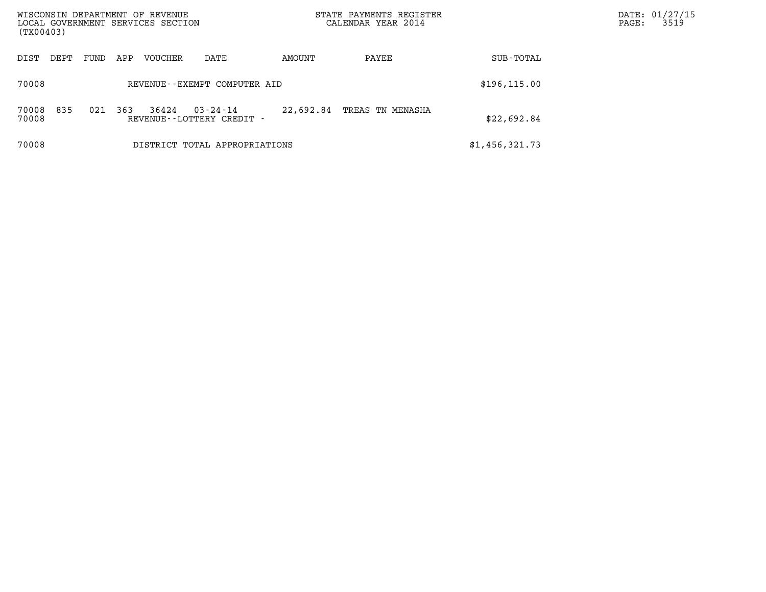| DIST | DEPT | FUND | APP | VOUCHER | DATE | AMOUNT | PAYEE | SUB-TOTAL |
|---|---|---|---|---|---|---|---|---|
| 70008 | | | | REVENUE--EXEMPT COMPUTER AID | | | | $196,115.00 |
| 70008 | 835 | 021 | 363 | 36424 | 03-24-14 | 22,692.84 | TREAS TN MENASHA | |
| 70008 | | | | REVENUE--LOTTERY CREDIT - | | | | $22,692.84 |
| 70008 | | | | DISTRICT TOTAL APPROPRIATIONS | | | | $1,456,321.73 |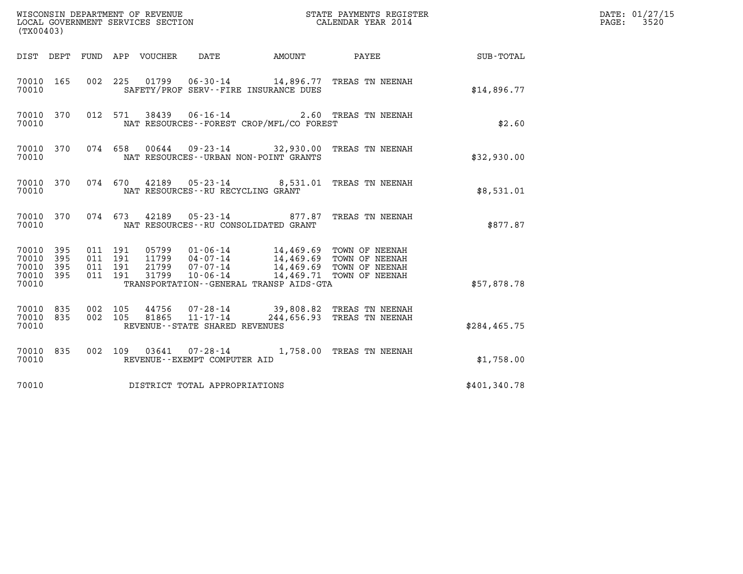WISCONSIN DEPARTMENT OF REVENUE
LOCAL GOVERNMENT SERVICES SECTION
(TX00403)

STATE PAYMENTS REGISTER
CALENDAR YEAR 2014

DATE: 01/27/15
PAGE: 3520

| DIST | DEPT | FUND | APP | VOUCHER | DATE | AMOUNT | PAYEE | SUB-TOTAL |
|---|---|---|---|---|---|---|---|---|
| 70010 | 165 | 002 | 225 | 01799 | 06-30-14 | 14,896.77 | TREAS TN NEENAH | |
| 70010 | | | | SAFETY/PROF SERV--FIRE INSURANCE DUES | | | | $14,896.77 |
| 70010 | 370 | 012 | 571 | 38439 | 06-16-14 | 2.60 | TREAS TN NEENAH | |
| 70010 | | | | NAT RESOURCES--FOREST CROP/MFL/CO FOREST | | | | $2.60 |
| 70010 | 370 | 074 | 658 | 00644 | 09-23-14 | 32,930.00 | TREAS TN NEENAH | |
| 70010 | | | | NAT RESOURCES--URBAN NON-POINT GRANTS | | | | $32,930.00 |
| 70010 | 370 | 074 | 670 | 42189 | 05-23-14 | 8,531.01 | TREAS TN NEENAH | |
| 70010 | | | | NAT RESOURCES--RU RECYCLING GRANT | | | | $8,531.01 |
| 70010 | 370 | 074 | 673 | 42189 | 05-23-14 | 877.87 | TREAS TN NEENAH | |
| 70010 | | | | NAT RESOURCES--RU CONSOLIDATED GRANT | | | | $877.87 |
| 70010 | 395 | 011 | 191 | 05799 | 01-06-14 | 14,469.69 | TOWN OF NEENAH | |
| 70010 | 395 | 011 | 191 | 11799 | 04-07-14 | 14,469.69 | TOWN OF NEENAH | |
| 70010 | 395 | 011 | 191 | 21799 | 07-07-14 | 14,469.69 | TOWN OF NEENAH | |
| 70010 | 395 | 011 | 191 | 31799 | 10-06-14 | 14,469.71 | TOWN OF NEENAH | |
| 70010 | | | | TRANSPORTATION--GENERAL TRANSP AIDS-GTA | | | | $57,878.78 |
| 70010 | 835 | 002 | 105 | 44756 | 07-28-14 | 39,808.82 | TREAS TN NEENAH | |
| 70010 | 835 | 002 | 105 | 81865 | 11-17-14 | 244,656.93 | TREAS TN NEENAH | |
| 70010 | | | | REVENUE--STATE SHARED REVENUES | | | | $284,465.75 |
| 70010 | 835 | 002 | 109 | 03641 | 07-28-14 | 1,758.00 | TREAS TN NEENAH | |
| 70010 | | | | REVENUE--EXEMPT COMPUTER AID | | | | $1,758.00 |
| 70010 | | | | DISTRICT TOTAL APPROPRIATIONS | | | | $401,340.78 |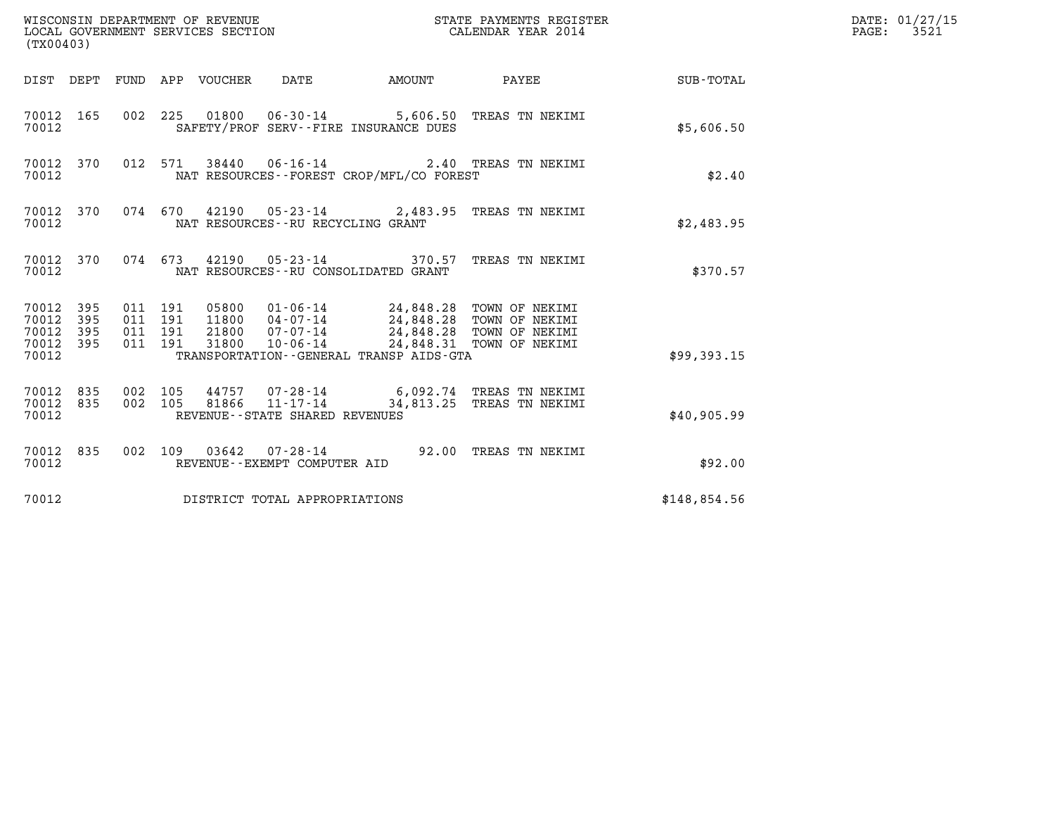WISCONSIN DEPARTMENT OF REVENUE
LOCAL GOVERNMENT SERVICES SECTION
(TX00403)

STATE PAYMENTS REGISTER
CALENDAR YEAR 2014

DATE: 01/27/15
PAGE: 3521

| DIST | DEPT | FUND | APP | VOUCHER | DATE | AMOUNT | PAYEE | SUB-TOTAL |
|---|---|---|---|---|---|---|---|---|
| 70012 | 165 | 002 | 225 | 01800 | 06-30-14 | 5,606.50 | TREAS TN NEKIMI | |
| 70012 | | | | | SAFETY/PROF SERV--FIRE INSURANCE DUES | | | $5,606.50 |
| 70012 | 370 | 012 | 571 | 38440 | 06-16-14 | 2.40 | TREAS TN NEKIMI | |
| 70012 | | | | | NAT RESOURCES--FOREST CROP/MFL/CO FOREST | | | $2.40 |
| 70012 | 370 | 074 | 670 | 42190 | 05-23-14 | 2,483.95 | TREAS TN NEKIMI | |
| 70012 | | | | | NAT RESOURCES--RU RECYCLING GRANT | | | $2,483.95 |
| 70012 | 370 | 074 | 673 | 42190 | 05-23-14 | 370.57 | TREAS TN NEKIMI | |
| 70012 | | | | | NAT RESOURCES--RU CONSOLIDATED GRANT | | | $370.57 |
| 70012 | 395 | 011 | 191 | 05800 | 01-06-14 | 24,848.28 | TOWN OF NEKIMI | |
| 70012 | 395 | 011 | 191 | 11800 | 04-07-14 | 24,848.28 | TOWN OF NEKIMI | |
| 70012 | 395 | 011 | 191 | 21800 | 07-07-14 | 24,848.28 | TOWN OF NEKIMI | |
| 70012 | 395 | 011 | 191 | 31800 | 10-06-14 | 24,848.31 | TOWN OF NEKIMI | |
| 70012 | | | | | TRANSPORTATION--GENERAL TRANSP AIDS-GTA | | | $99,393.15 |
| 70012 | 835 | 002 | 105 | 44757 | 07-28-14 | 6,092.74 | TREAS TN NEKIMI | |
| 70012 | 835 | 002 | 105 | 81866 | 11-17-14 | 34,813.25 | TREAS TN NEKIMI | |
| 70012 | | | | | REVENUE--STATE SHARED REVENUES | | | $40,905.99 |
| 70012 | 835 | 002 | 109 | 03642 | 07-28-14 | 92.00 | TREAS TN NEKIMI | |
| 70012 | | | | | REVENUE--EXEMPT COMPUTER AID | | | $92.00 |
| 70012 | | | | | DISTRICT TOTAL APPROPRIATIONS | | | $148,854.56 |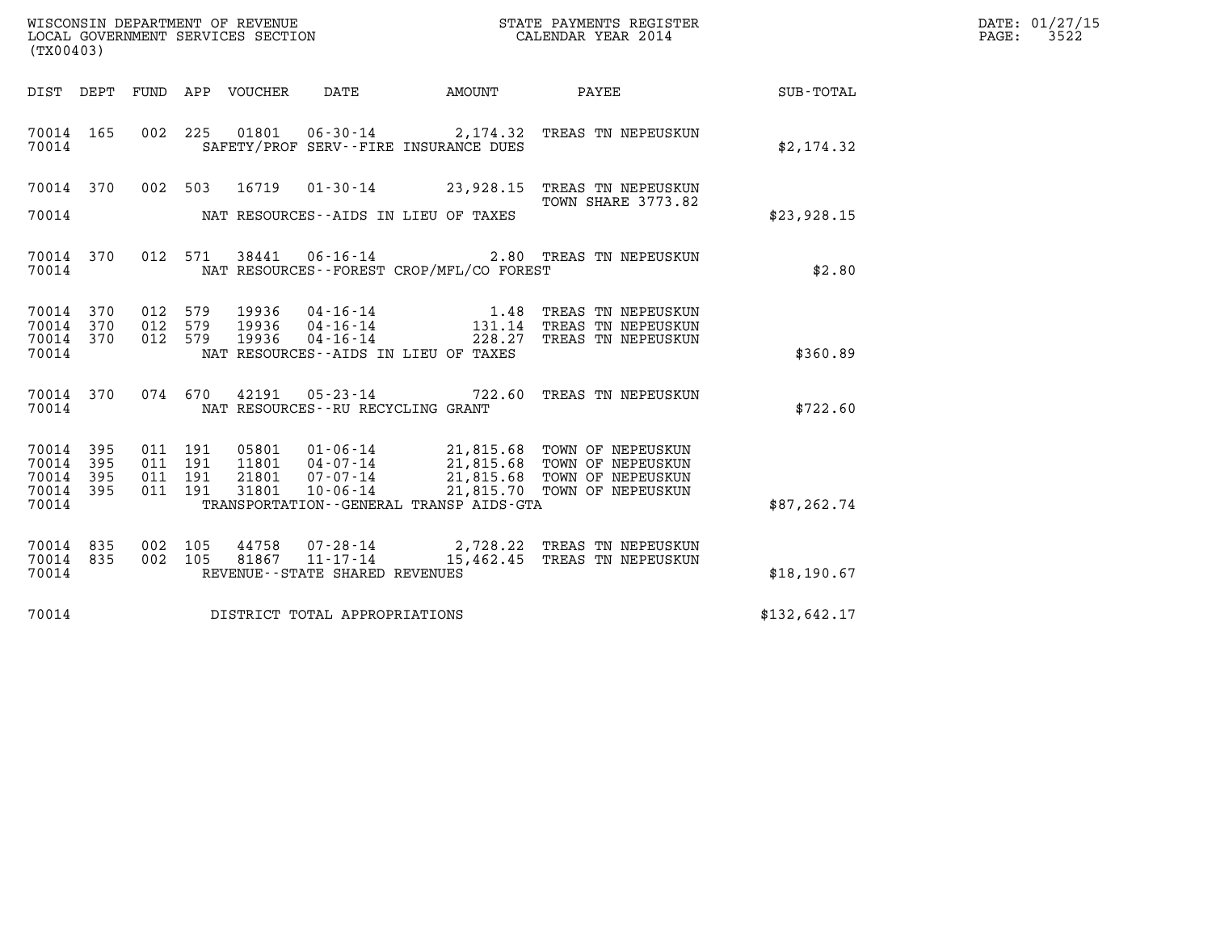WISCONSIN DEPARTMENT OF REVENUE
LOCAL GOVERNMENT SERVICES SECTION
(TX00403)

STATE PAYMENTS REGISTER
CALENDAR YEAR 2014

DATE: 01/27/15
PAGE: 3522

| DIST | DEPT | FUND | APP | VOUCHER | DATE | AMOUNT | PAYEE | SUB-TOTAL |
|---|---|---|---|---|---|---|---|---|
| 70014 | 165 | 002 | 225 | 01801 | 06-30-14 | 2,174.32 | TREAS TN NEPEUSKUN | |
| 70014 | | | | | SAFETY/PROF SERV--FIRE INSURANCE DUES | | | $2,174.32 |
| 70014 | 370 | 002 | 503 | 16719 | 01-30-14 | 23,928.15 | TREAS TN NEPEUSKUN TOWN SHARE 3773.82 | |
| 70014 | | | | | NAT RESOURCES--AIDS IN LIEU OF TAXES | | | $23,928.15 |
| 70014 | 370 | 012 | 571 | 38441 | 06-16-14 | 2.80 | TREAS TN NEPEUSKUN | |
| 70014 | | | | | NAT RESOURCES--FOREST CROP/MFL/CO FOREST | | | $2.80 |
| 70014 | 370 | 012 | 579 | 19936 | 04-16-14 | 1.48 | TREAS TN NEPEUSKUN | |
| 70014 | 370 | 012 | 579 | 19936 | 04-16-14 | 131.14 | TREAS TN NEPEUSKUN | |
| 70014 | 370 | 012 | 579 | 19936 | 04-16-14 | 228.27 | TREAS TN NEPEUSKUN | |
| 70014 | | | | | NAT RESOURCES--AIDS IN LIEU OF TAXES | | | $360.89 |
| 70014 | 370 | 074 | 670 | 42191 | 05-23-14 | 722.60 | TREAS TN NEPEUSKUN | |
| 70014 | | | | | NAT RESOURCES--RU RECYCLING GRANT | | | $722.60 |
| 70014 | 395 | 011 | 191 | 05801 | 01-06-14 | 21,815.68 | TOWN OF NEPEUSKUN | |
| 70014 | 395 | 011 | 191 | 11801 | 04-07-14 | 21,815.68 | TOWN OF NEPEUSKUN | |
| 70014 | 395 | 011 | 191 | 21801 | 07-07-14 | 21,815.68 | TOWN OF NEPEUSKUN | |
| 70014 | 395 | 011 | 191 | 31801 | 10-06-14 | 21,815.70 | TOWN OF NEPEUSKUN | |
| 70014 | | | | | TRANSPORTATION--GENERAL TRANSP AIDS-GTA | | | $87,262.74 |
| 70014 | 835 | 002 | 105 | 44758 | 07-28-14 | 2,728.22 | TREAS TN NEPEUSKUN | |
| 70014 | 835 | 002 | 105 | 81867 | 11-17-14 | 15,462.45 | TREAS TN NEPEUSKUN | |
| 70014 | | | | | REVENUE--STATE SHARED REVENUES | | | $18,190.67 |
| 70014 | | | | | DISTRICT TOTAL APPROPRIATIONS | | | $132,642.17 |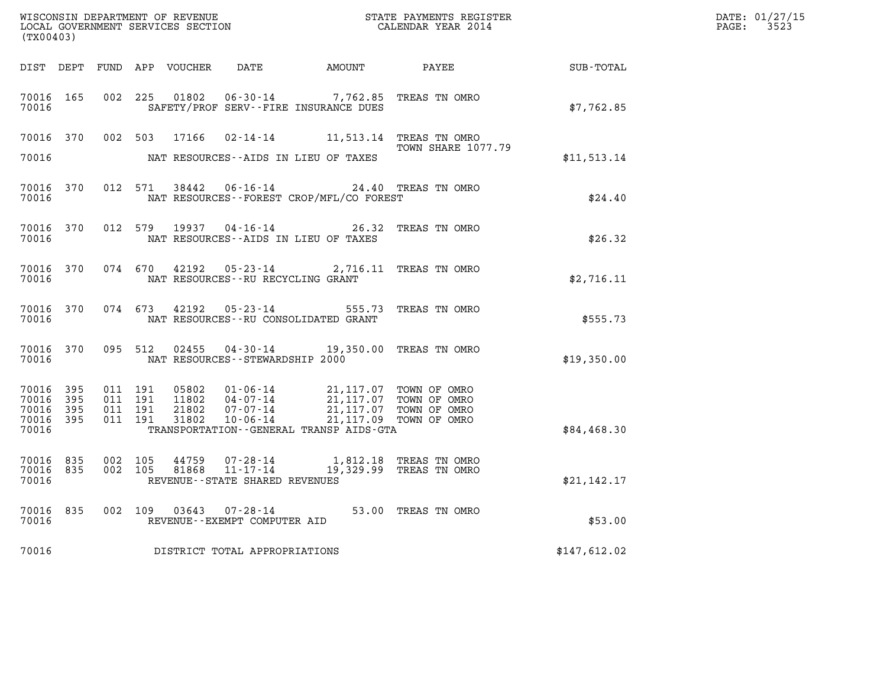WISCONSIN DEPARTMENT OF REVENUE
LOCAL GOVERNMENT SERVICES SECTION
(TX00403)

STATE PAYMENTS REGISTER
CALENDAR YEAR 2014

DATE: 01/27/15
PAGE: 3523

| DIST | DEPT | FUND | APP | VOUCHER | DATE | AMOUNT | PAYEE | SUB-TOTAL |
|---|---|---|---|---|---|---|---|---|
| 70016 | 165 | 002 | 225 | 01802 | 06-30-14 | 7,762.85 | TREAS TN OMRO | |
| 70016 | | | | | SAFETY/PROF SERV--FIRE INSURANCE DUES | | | $7,762.85 |
| 70016 | 370 | 002 | 503 | 17166 | 02-14-14 | 11,513.14 | TREAS TN OMRO<br>TOWN SHARE 1077.79 | |
| 70016 | | | | | NAT RESOURCES--AIDS IN LIEU OF TAXES | | | $11,513.14 |
| 70016 | 370 | 012 | 571 | 38442 | 06-16-14 | 24.40 | TREAS TN OMRO | |
| 70016 | | | | | NAT RESOURCES--FOREST CROP/MFL/CO FOREST | | | $24.40 |
| 70016 | 370 | 012 | 579 | 19937 | 04-16-14 | 26.32 | TREAS TN OMRO | |
| 70016 | | | | | NAT RESOURCES--AIDS IN LIEU OF TAXES | | | $26.32 |
| 70016 | 370 | 074 | 670 | 42192 | 05-23-14 | 2,716.11 | TREAS TN OMRO | |
| 70016 | | | | | NAT RESOURCES--RU RECYCLING GRANT | | | $2,716.11 |
| 70016 | 370 | 074 | 673 | 42192 | 05-23-14 | 555.73 | TREAS TN OMRO | |
| 70016 | | | | | NAT RESOURCES--RU CONSOLIDATED GRANT | | | $555.73 |
| 70016 | 370 | 095 | 512 | 02455 | 04-30-14 | 19,350.00 | TREAS TN OMRO | |
| 70016 | | | | | NAT RESOURCES--STEWARDSHIP 2000 | | | $19,350.00 |
| 70016 | 395 | 011 | 191 | 05802 | 01-06-14 | 21,117.07 | TOWN OF OMRO | |
| 70016 | 395 | 011 | 191 | 11802 | 04-07-14 | 21,117.07 | TOWN OF OMRO | |
| 70016 | 395 | 011 | 191 | 21802 | 07-07-14 | 21,117.07 | TOWN OF OMRO | |
| 70016 | 395 | 011 | 191 | 31802 | 10-06-14 | 21,117.09 | TOWN OF OMRO | |
| 70016 | | | | | TRANSPORTATION--GENERAL TRANSP AIDS-GTA | | | $84,468.30 |
| 70016 | 835 | 002 | 105 | 44759 | 07-28-14 | 1,812.18 | TREAS TN OMRO | |
| 70016 | 835 | 002 | 105 | 81868 | 11-17-14 | 19,329.99 | TREAS TN OMRO | |
| 70016 | | | | | REVENUE--STATE SHARED REVENUES | | | $21,142.17 |
| 70016 | 835 | 002 | 109 | 03643 | 07-28-14 | 53.00 | TREAS TN OMRO | |
| 70016 | | | | | REVENUE--EXEMPT COMPUTER AID | | | $53.00 |
| 70016 | | | | | DISTRICT TOTAL APPROPRIATIONS | | | $147,612.02 |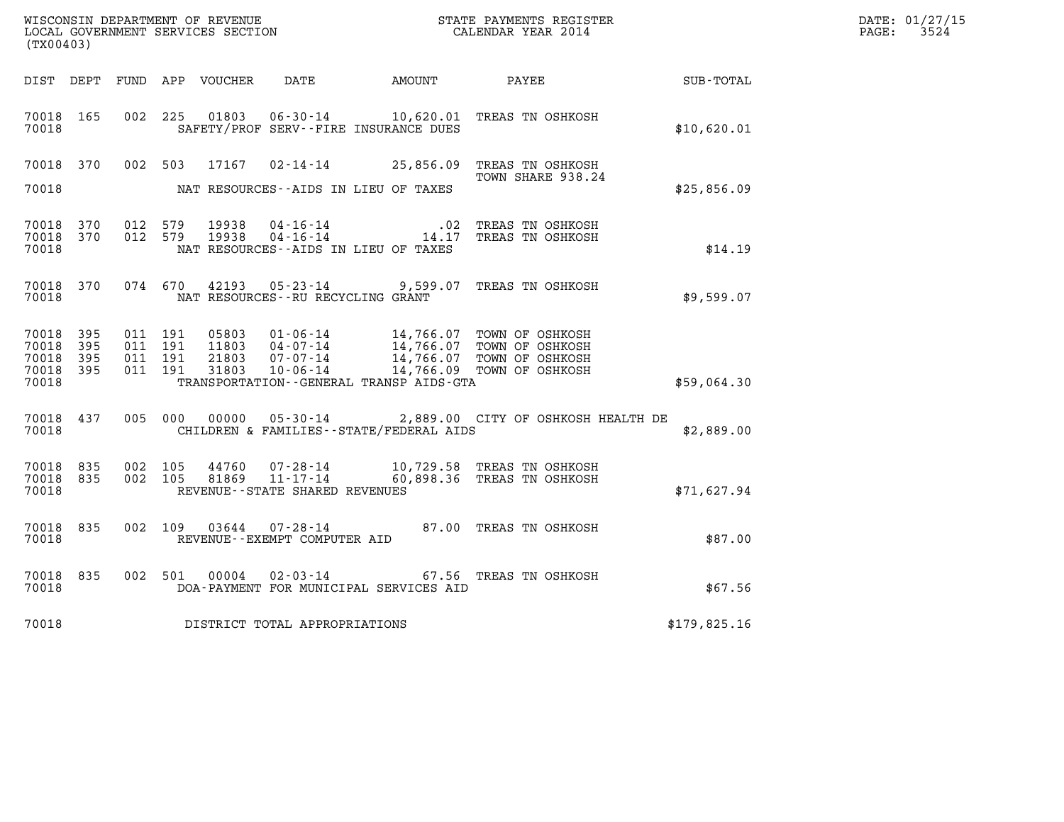WISCONSIN DEPARTMENT OF REVENUE
LOCAL GOVERNMENT SERVICES SECTION
(TX00403)

STATE PAYMENTS REGISTER
CALENDAR YEAR 2014

DATE: 01/27/15
PAGE: 3524

| DIST | DEPT | FUND | APP | VOUCHER | DATE | AMOUNT | PAYEE | SUB-TOTAL |
|---|---|---|---|---|---|---|---|---|
| 70018 | 165 | 002 | 225 | 01803 | 06-30-14 | 10,620.01 | TREAS TN OSHKOSH | |
| 70018 | | | | | SAFETY/PROF SERV--FIRE INSURANCE DUES | | | $10,620.01 |
| 70018 | 370 | 002 | 503 | 17167 | 02-14-14 | 25,856.09 | TREAS TN OSHKOSH TOWN SHARE 938.24 | |
| 70018 | | | | | NAT RESOURCES--AIDS IN LIEU OF TAXES | | | $25,856.09 |
| 70018 | 370 | 012 | 579 | 19938 | 04-16-14 | .02 | TREAS TN OSHKOSH | |
| 70018 | 370 | 012 | 579 | 19938 | 04-16-14 | 14.17 | TREAS TN OSHKOSH | |
| 70018 | | | | | NAT RESOURCES--AIDS IN LIEU OF TAXES | | | $14.19 |
| 70018 | 370 | 074 | 670 | 42193 | 05-23-14 | 9,599.07 | TREAS TN OSHKOSH | |
| 70018 | | | | | NAT RESOURCES--RU RECYCLING GRANT | | | $9,599.07 |
| 70018 | 395 | 011 | 191 | 05803 | 01-06-14 | 14,766.07 | TOWN OF OSHKOSH | |
| 70018 | 395 | 011 | 191 | 11803 | 04-07-14 | 14,766.07 | TOWN OF OSHKOSH | |
| 70018 | 395 | 011 | 191 | 21803 | 07-07-14 | 14,766.07 | TOWN OF OSHKOSH | |
| 70018 | 395 | 011 | 191 | 31803 | 10-06-14 | 14,766.09 | TOWN OF OSHKOSH | |
| 70018 | | | | | TRANSPORTATION--GENERAL TRANSP AIDS-GTA | | | $59,064.30 |
| 70018 | 437 | 005 | 000 | 00000 | 05-30-14 | 2,889.00 | CITY OF OSHKOSH HEALTH DE | |
| 70018 | | | | | CHILDREN & FAMILIES--STATE/FEDERAL AIDS | | | $2,889.00 |
| 70018 | 835 | 002 | 105 | 44760 | 07-28-14 | 10,729.58 | TREAS TN OSHKOSH | |
| 70018 | 835 | 002 | 105 | 81869 | 11-17-14 | 60,898.36 | TREAS TN OSHKOSH | |
| 70018 | | | | | REVENUE--STATE SHARED REVENUES | | | $71,627.94 |
| 70018 | 835 | 002 | 109 | 03644 | 07-28-14 | 87.00 | TREAS TN OSHKOSH | |
| 70018 | | | | | REVENUE--EXEMPT COMPUTER AID | | | $87.00 |
| 70018 | 835 | 002 | 501 | 00004 | 02-03-14 | 67.56 | TREAS TN OSHKOSH | |
| 70018 | | | | | DOA-PAYMENT FOR MUNICIPAL SERVICES AID | | | $67.56 |
| 70018 | | | | | DISTRICT TOTAL APPROPRIATIONS | | | $179,825.16 |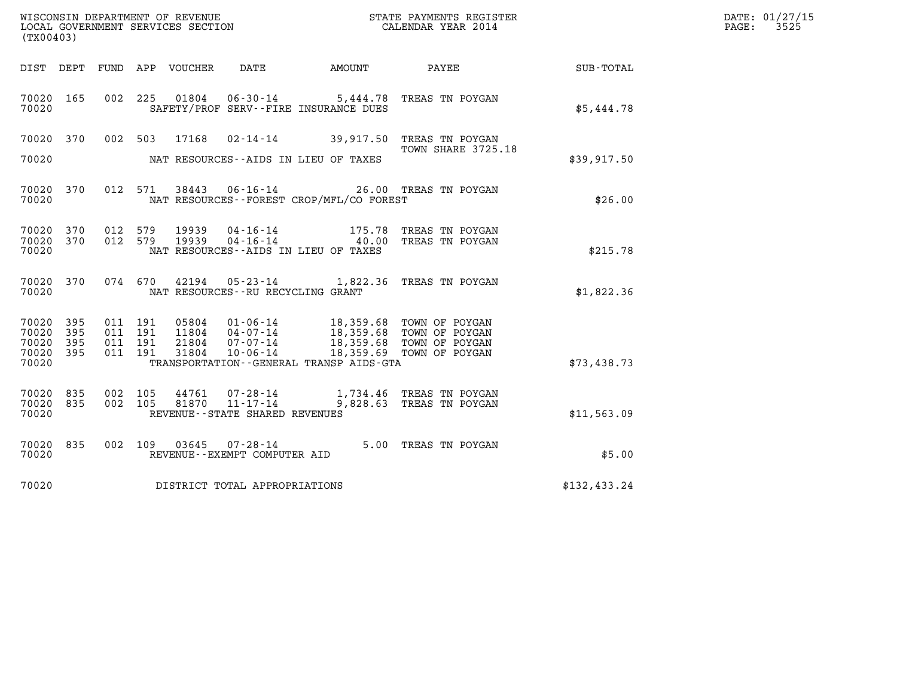WISCONSIN DEPARTMENT OF REVENUE
LOCAL GOVERNMENT SERVICES SECTION
(TX00403)

STATE PAYMENTS REGISTER
CALENDAR YEAR 2014

DATE: 01/27/15
PAGE: 3525

| DIST | DEPT | FUND | APP | VOUCHER | DATE | AMOUNT | PAYEE | SUB-TOTAL |
|---|---|---|---|---|---|---|---|---|
| 70020 | 165 | 002 | 225 | 01804 | 06-30-14 | 5,444.78 | TREAS TN POYGAN | |
| 70020 | | | | | SAFETY/PROF SERV--FIRE INSURANCE DUES | | | $5,444.78 |
| 70020 | 370 | 002 | 503 | 17168 | 02-14-14 | 39,917.50 | TREAS TN POYGAN TOWN SHARE 3725.18 | |
| 70020 | | | | | NAT RESOURCES--AIDS IN LIEU OF TAXES | | | $39,917.50 |
| 70020 | 370 | 012 | 571 | 38443 | 06-16-14 | 26.00 | TREAS TN POYGAN | |
| 70020 | | | | | NAT RESOURCES--FOREST CROP/MFL/CO FOREST | | | $26.00 |
| 70020 | 370 | 012 | 579 | 19939 | 04-16-14 | 175.78 | TREAS TN POYGAN | |
| 70020 | 370 | 012 | 579 | 19939 | 04-16-14 | 40.00 | TREAS TN POYGAN | |
| 70020 | | | | | NAT RESOURCES--AIDS IN LIEU OF TAXES | | | $215.78 |
| 70020 | 370 | 074 | 670 | 42194 | 05-23-14 | 1,822.36 | TREAS TN POYGAN | |
| 70020 | | | | | NAT RESOURCES--RU RECYCLING GRANT | | | $1,822.36 |
| 70020 | 395 | 011 | 191 | 05804 | 01-06-14 | 18,359.68 | TOWN OF POYGAN | |
| 70020 | 395 | 011 | 191 | 11804 | 04-07-14 | 18,359.68 | TOWN OF POYGAN | |
| 70020 | 395 | 011 | 191 | 21804 | 07-07-14 | 18,359.68 | TOWN OF POYGAN | |
| 70020 | 395 | 011 | 191 | 31804 | 10-06-14 | 18,359.69 | TOWN OF POYGAN | |
| 70020 | | | | | TRANSPORTATION--GENERAL TRANSP AIDS-GTA | | | $73,438.73 |
| 70020 | 835 | 002 | 105 | 44761 | 07-28-14 | 1,734.46 | TREAS TN POYGAN | |
| 70020 | 835 | 002 | 105 | 81870 | 11-17-14 | 9,828.63 | TREAS TN POYGAN | |
| 70020 | | | | | REVENUE--STATE SHARED REVENUES | | | $11,563.09 |
| 70020 | 835 | 002 | 109 | 03645 | 07-28-14 | 5.00 | TREAS TN POYGAN | |
| 70020 | | | | | REVENUE--EXEMPT COMPUTER AID | | | $5.00 |
| 70020 | | | | | DISTRICT TOTAL APPROPRIATIONS | | | $132,433.24 |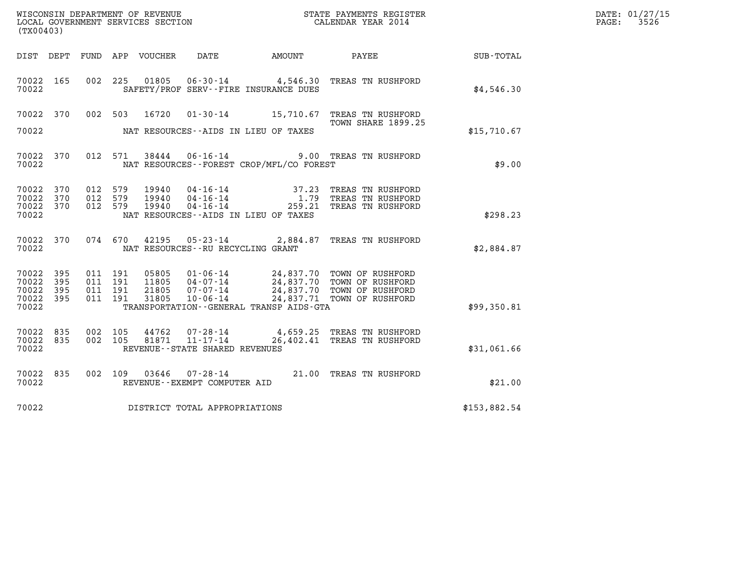WISCONSIN DEPARTMENT OF REVENUE
LOCAL GOVERNMENT SERVICES SECTION
(TX00403)

STATE PAYMENTS REGISTER
CALENDAR YEAR 2014

DATE: 01/27/15
PAGE: 3526

| DIST | DEPT | FUND | APP | VOUCHER | DATE | AMOUNT | PAYEE | SUB-TOTAL |
|---|---|---|---|---|---|---|---|---|
| 70022 | 165 | 002 | 225 | 01805 | 06-30-14 | 4,546.30 | TREAS TN RUSHFORD | |
| 70022 | | | | | SAFETY/PROF SERV--FIRE INSURANCE DUES | | | $4,546.30 |
| 70022 | 370 | 002 | 503 | 16720 | 01-30-14 | 15,710.67 | TREAS TN RUSHFORD TOWN SHARE 1899.25 | |
| 70022 | | | | | NAT RESOURCES--AIDS IN LIEU OF TAXES | | | $15,710.67 |
| 70022 | 370 | 012 | 571 | 38444 | 06-16-14 | 9.00 | TREAS TN RUSHFORD | |
| 70022 | | | | | NAT RESOURCES--FOREST CROP/MFL/CO FOREST | | | $9.00 |
| 70022 | 370 | 012 | 579 | 19940 | 04-16-14 | 37.23 | TREAS TN RUSHFORD | |
| 70022 | 370 | 012 | 579 | 19940 | 04-16-14 | 1.79 | TREAS TN RUSHFORD | |
| 70022 | 370 | 012 | 579 | 19940 | 04-16-14 | 259.21 | TREAS TN RUSHFORD | |
| 70022 | | | | | NAT RESOURCES--AIDS IN LIEU OF TAXES | | | $298.23 |
| 70022 | 370 | 074 | 670 | 42195 | 05-23-14 | 2,884.87 | TREAS TN RUSHFORD | |
| 70022 | | | | | NAT RESOURCES--RU RECYCLING GRANT | | | $2,884.87 |
| 70022 | 395 | 011 | 191 | 05805 | 01-06-14 | 24,837.70 | TOWN OF RUSHFORD | |
| 70022 | 395 | 011 | 191 | 11805 | 04-07-14 | 24,837.70 | TOWN OF RUSHFORD | |
| 70022 | 395 | 011 | 191 | 21805 | 07-07-14 | 24,837.70 | TOWN OF RUSHFORD | |
| 70022 | 395 | 011 | 191 | 31805 | 10-06-14 | 24,837.71 | TOWN OF RUSHFORD | |
| 70022 | | | | | TRANSPORTATION--GENERAL TRANSP AIDS-GTA | | | $99,350.81 |
| 70022 | 835 | 002 | 105 | 44762 | 07-28-14 | 4,659.25 | TREAS TN RUSHFORD | |
| 70022 | 835 | 002 | 105 | 81871 | 11-17-14 | 26,402.41 | TREAS TN RUSHFORD | |
| 70022 | | | | | REVENUE--STATE SHARED REVENUES | | | $31,061.66 |
| 70022 | 835 | 002 | 109 | 03646 | 07-28-14 | 21.00 | TREAS TN RUSHFORD | |
| 70022 | | | | | REVENUE--EXEMPT COMPUTER AID | | | $21.00 |
| 70022 | | | | | DISTRICT TOTAL APPROPRIATIONS | | | $153,882.54 |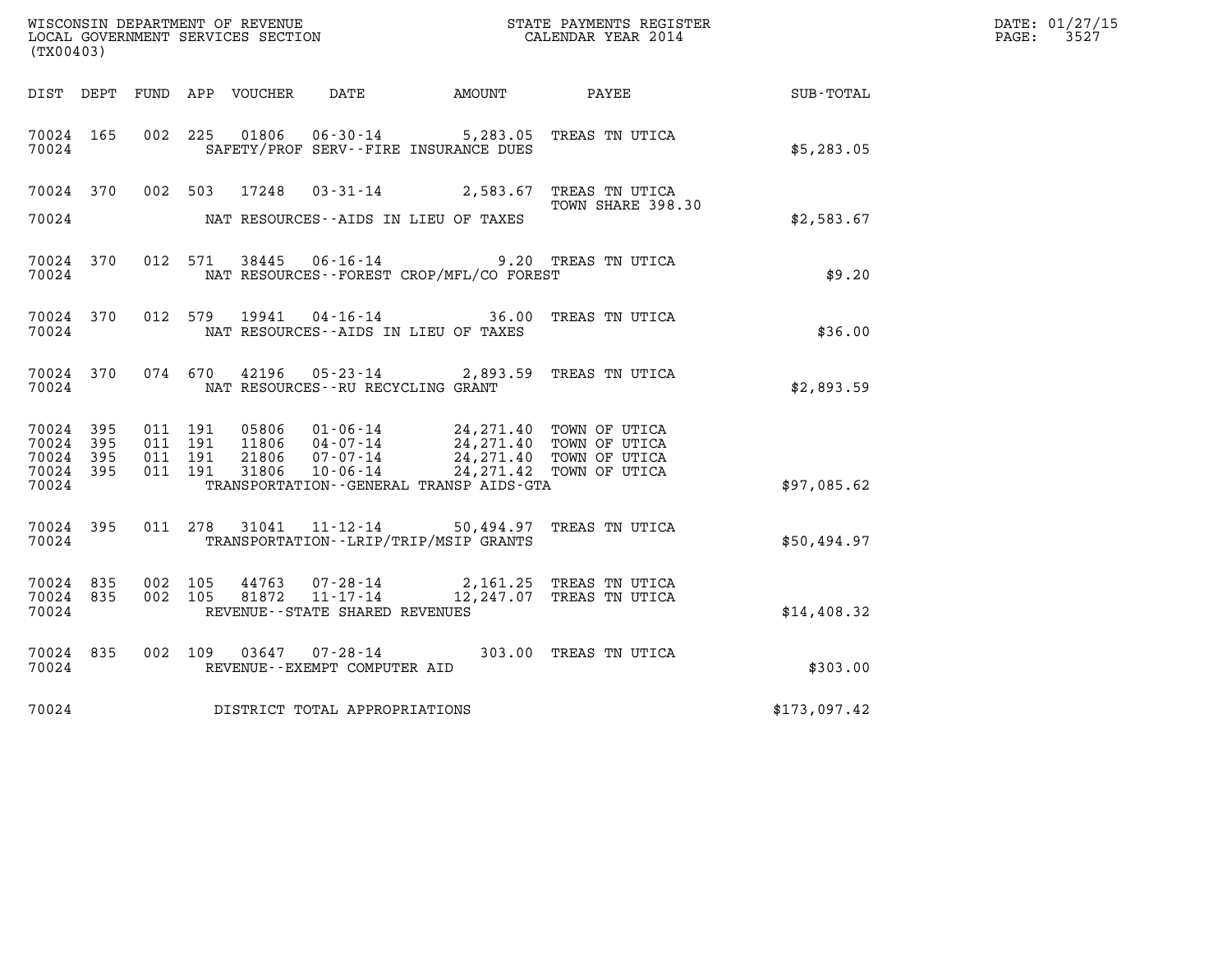WISCONSIN DEPARTMENT OF REVENUE
LOCAL GOVERNMENT SERVICES SECTION
(TX00403)

STATE PAYMENTS REGISTER
CALENDAR YEAR 2014

DATE: 01/27/15
PAGE: 3527

| DIST | DEPT | FUND | APP | VOUCHER | DATE | AMOUNT | PAYEE | SUB-TOTAL |
|---|---|---|---|---|---|---|---|---|
| 70024 | 165 | 002 | 225 | 01806 | 06-30-14 | 5,283.05 | TREAS TN UTICA | |
| 70024 | | | | | SAFETY/PROF SERV--FIRE INSURANCE DUES | | | $5,283.05 |
| 70024 | 370 | 002 | 503 | 17248 | 03-31-14 | 2,583.67 | TREAS TN UTICA TOWN SHARE 398.30 | |
| 70024 | | | | | NAT RESOURCES--AIDS IN LIEU OF TAXES | | | $2,583.67 |
| 70024 | 370 | 012 | 571 | 38445 | 06-16-14 | 9.20 | TREAS TN UTICA | |
| 70024 | | | | | NAT RESOURCES--FOREST CROP/MFL/CO FOREST | | | $9.20 |
| 70024 | 370 | 012 | 579 | 19941 | 04-16-14 | 36.00 | TREAS TN UTICA | |
| 70024 | | | | | NAT RESOURCES--AIDS IN LIEU OF TAXES | | | $36.00 |
| 70024 | 370 | 074 | 670 | 42196 | 05-23-14 | 2,893.59 | TREAS TN UTICA | |
| 70024 | | | | | NAT RESOURCES--RU RECYCLING GRANT | | | $2,893.59 |
| 70024 | 395 | 011 | 191 | 05806 | 01-06-14 | 24,271.40 | TOWN OF UTICA | |
| 70024 | 395 | 011 | 191 | 11806 | 04-07-14 | 24,271.40 | TOWN OF UTICA | |
| 70024 | 395 | 011 | 191 | 21806 | 07-07-14 | 24,271.40 | TOWN OF UTICA | |
| 70024 | 395 | 011 | 191 | 31806 | 10-06-14 | 24,271.42 | TOWN OF UTICA | |
| 70024 | | | | | TRANSPORTATION--GENERAL TRANSP AIDS-GTA | | | $97,085.62 |
| 70024 | 395 | 011 | 278 | 31041 | 11-12-14 | 50,494.97 | TREAS TN UTICA | |
| 70024 | | | | | TRANSPORTATION--LRIP/TRIP/MSIP GRANTS | | | $50,494.97 |
| 70024 | 835 | 002 | 105 | 44763 | 07-28-14 | 2,161.25 | TREAS TN UTICA | |
| 70024 | 835 | 002 | 105 | 81872 | 11-17-14 | 12,247.07 | TREAS TN UTICA | |
| 70024 | | | | | REVENUE--STATE SHARED REVENUES | | | $14,408.32 |
| 70024 | 835 | 002 | 109 | 03647 | 07-28-14 | 303.00 | TREAS TN UTICA | |
| 70024 | | | | | REVENUE--EXEMPT COMPUTER AID | | | $303.00 |
| 70024 | | | | | DISTRICT TOTAL APPROPRIATIONS | | | $173,097.42 |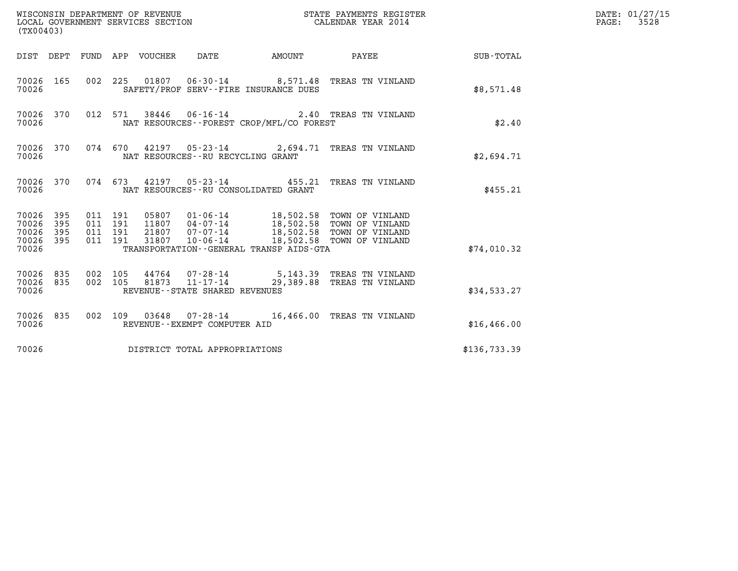WISCONSIN DEPARTMENT OF REVENUE
LOCAL GOVERNMENT SERVICES SECTION
(TX00403)

STATE PAYMENTS REGISTER
CALENDAR YEAR 2014

DATE: 01/27/15
PAGE: 3528

| DIST | DEPT | FUND | APP | VOUCHER | DATE | AMOUNT | PAYEE | SUB-TOTAL |
|---|---|---|---|---|---|---|---|---|
| 70026 | 165 | 002 | 225 | 01807 | 06-30-14 | 8,571.48 | TREAS TN VINLAND | |
| 70026 | | | | | SAFETY/PROF SERV--FIRE INSURANCE DUES | | | $8,571.48 |
| 70026 | 370 | 012 | 571 | 38446 | 06-16-14 | 2.40 | TREAS TN VINLAND | |
| 70026 | | | | | NAT RESOURCES--FOREST CROP/MFL/CO FOREST | | | $2.40 |
| 70026 | 370 | 074 | 670 | 42197 | 05-23-14 | 2,694.71 | TREAS TN VINLAND | |
| 70026 | | | | | NAT RESOURCES--RU RECYCLING GRANT | | | $2,694.71 |
| 70026 | 370 | 074 | 673 | 42197 | 05-23-14 | 455.21 | TREAS TN VINLAND | |
| 70026 | | | | | NAT RESOURCES--RU CONSOLIDATED GRANT | | | $455.21 |
| 70026 | 395 | 011 | 191 | 05807 | 01-06-14 | 18,502.58 | TOWN OF VINLAND | |
| 70026 | 395 | 011 | 191 | 11807 | 04-07-14 | 18,502.58 | TOWN OF VINLAND | |
| 70026 | 395 | 011 | 191 | 21807 | 07-07-14 | 18,502.58 | TOWN OF VINLAND | |
| 70026 | 395 | 011 | 191 | 31807 | 10-06-14 | 18,502.58 | TOWN OF VINLAND | |
| 70026 | | | | | TRANSPORTATION--GENERAL TRANSP AIDS-GTA | | | $74,010.32 |
| 70026 | 835 | 002 | 105 | 44764 | 07-28-14 | 5,143.39 | TREAS TN VINLAND | |
| 70026 | 835 | 002 | 105 | 81873 | 11-17-14 | 29,389.88 | TREAS TN VINLAND | |
| 70026 | | | | | REVENUE--STATE SHARED REVENUES | | | $34,533.27 |
| 70026 | 835 | 002 | 109 | 03648 | 07-28-14 | 16,466.00 | TREAS TN VINLAND | |
| 70026 | | | | | REVENUE--EXEMPT COMPUTER AID | | | $16,466.00 |
| 70026 | | | | | DISTRICT TOTAL APPROPRIATIONS | | | $136,733.39 |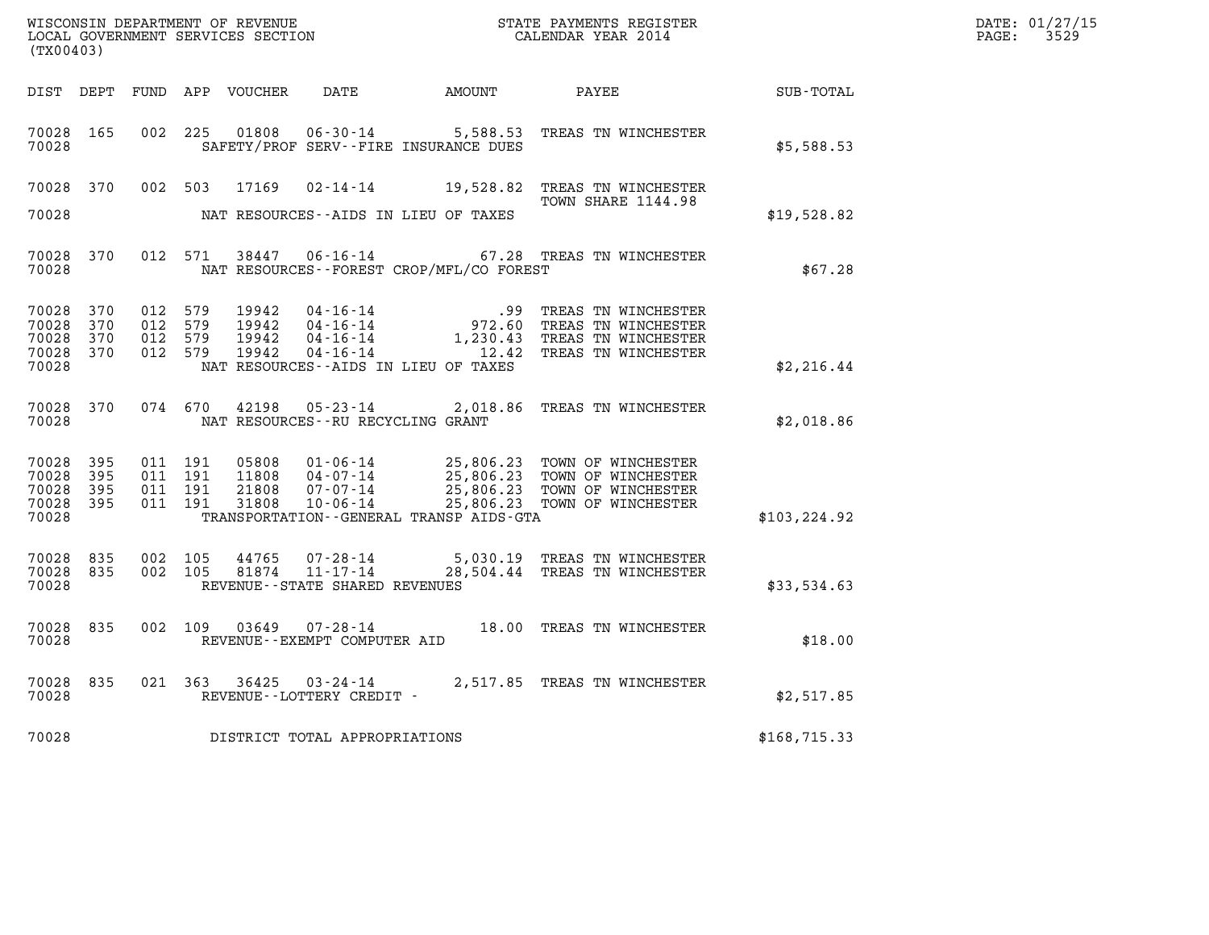WISCONSIN DEPARTMENT OF REVENUE
LOCAL GOVERNMENT SERVICES SECTION
(TX00403)

STATE PAYMENTS REGISTER
CALENDAR YEAR 2014

DATE: 01/27/15
PAGE: 3529

| DIST | DEPT | FUND | APP | VOUCHER | DATE | AMOUNT | PAYEE | SUB-TOTAL |
|---|---|---|---|---|---|---|---|---|
| 70028 | 165 | 002 | 225 | 01808 | 06-30-14 | 5,588.53 | TREAS TN WINCHESTER | |
| 70028 | | | | | SAFETY/PROF SERV--FIRE INSURANCE DUES | | | $5,588.53 |
| 70028 | 370 | 002 | 503 | 17169 | 02-14-14 | 19,528.82 | TREAS TN WINCHESTER TOWN SHARE 1144.98 | |
| 70028 | | | | | NAT RESOURCES--AIDS IN LIEU OF TAXES | | | $19,528.82 |
| 70028 | 370 | 012 | 571 | 38447 | 06-16-14 | 67.28 | TREAS TN WINCHESTER | |
| 70028 | | | | | NAT RESOURCES--FOREST CROP/MFL/CO FOREST | | | $67.28 |
| 70028 | 370 | 012 | 579 | 19942 | 04-16-14 | .99 | TREAS TN WINCHESTER | |
| 70028 | 370 | 012 | 579 | 19942 | 04-16-14 | 972.60 | TREAS TN WINCHESTER | |
| 70028 | 370 | 012 | 579 | 19942 | 04-16-14 | 1,230.43 | TREAS TN WINCHESTER | |
| 70028 | 370 | 012 | 579 | 19942 | 04-16-14 | 12.42 | TREAS TN WINCHESTER | |
| 70028 | | | | | NAT RESOURCES--AIDS IN LIEU OF TAXES | | | $2,216.44 |
| 70028 | 370 | 074 | 670 | 42198 | 05-23-14 | 2,018.86 | TREAS TN WINCHESTER | |
| 70028 | | | | | NAT RESOURCES--RU RECYCLING GRANT | | | $2,018.86 |
| 70028 | 395 | 011 | 191 | 05808 | 01-06-14 | 25,806.23 | TOWN OF WINCHESTER | |
| 70028 | 395 | 011 | 191 | 11808 | 04-07-14 | 25,806.23 | TOWN OF WINCHESTER | |
| 70028 | 395 | 011 | 191 | 21808 | 07-07-14 | 25,806.23 | TOWN OF WINCHESTER | |
| 70028 | 395 | 011 | 191 | 31808 | 10-06-14 | 25,806.23 | TOWN OF WINCHESTER | |
| 70028 | | | | | TRANSPORTATION--GENERAL TRANSP AIDS-GTA | | | $103,224.92 |
| 70028 | 835 | 002 | 105 | 44765 | 07-28-14 | 5,030.19 | TREAS TN WINCHESTER | |
| 70028 | 835 | 002 | 105 | 81874 | 11-17-14 | 28,504.44 | TREAS TN WINCHESTER | |
| 70028 | | | | | REVENUE--STATE SHARED REVENUES | | | $33,534.63 |
| 70028 | 835 | 002 | 109 | 03649 | 07-28-14 | 18.00 | TREAS TN WINCHESTER | |
| 70028 | | | | | REVENUE--EXEMPT COMPUTER AID | | | $18.00 |
| 70028 | 835 | 021 | 363 | 36425 | 03-24-14 | 2,517.85 | TREAS TN WINCHESTER | |
| 70028 | | | | | REVENUE--LOTTERY CREDIT - | | | $2,517.85 |
| 70028 | | | | | DISTRICT TOTAL APPROPRIATIONS | | | $168,715.33 |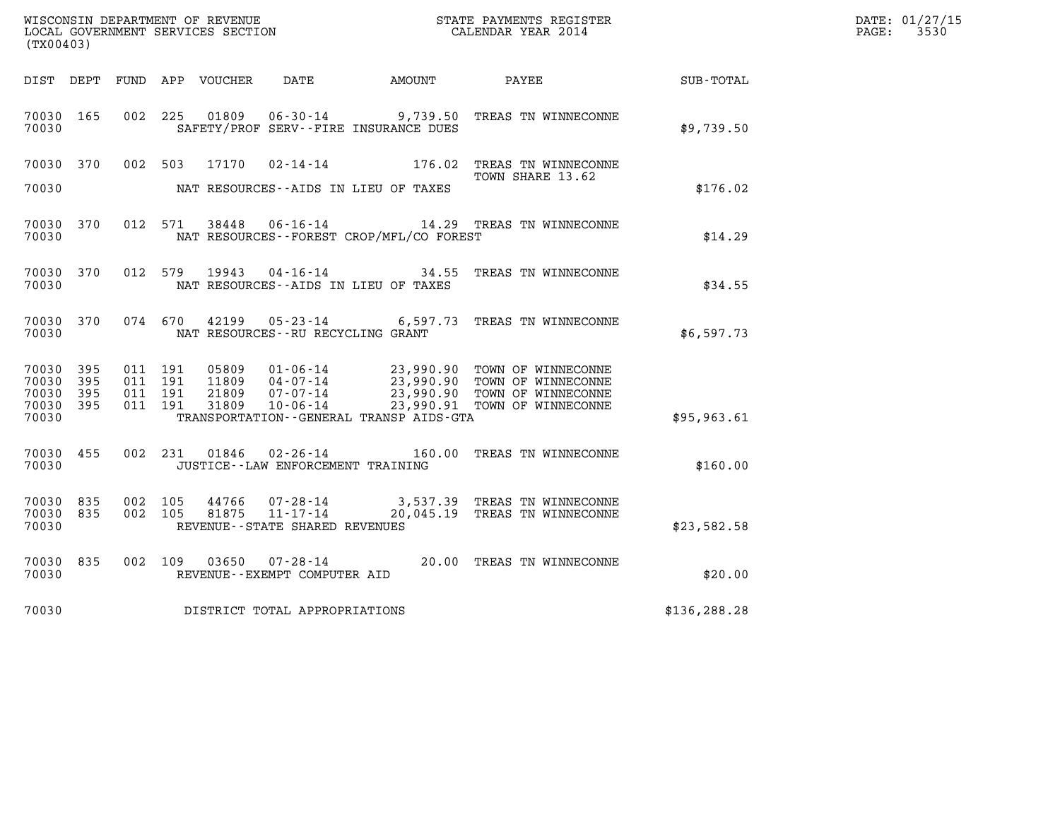WISCONSIN DEPARTMENT OF REVENUE
LOCAL GOVERNMENT SERVICES SECTION
(TX00403)

STATE PAYMENTS REGISTER
CALENDAR YEAR 2014

DATE: 01/27/15
PAGE: 3530

| DIST | DEPT | FUND | APP | VOUCHER | DATE | AMOUNT | PAYEE | SUB-TOTAL |
|---|---|---|---|---|---|---|---|---|
| 70030 | 165 | 002 | 225 | 01809 | 06-30-14 | 9,739.50 | TREAS TN WINNECONNE | |
| 70030 | | | | | SAFETY/PROF SERV--FIRE INSURANCE DUES | | | $9,739.50 |
| 70030 | 370 | 002 | 503 | 17170 | 02-14-14 | 176.02 | TREAS TN WINNECONNE TOWN SHARE 13.62 | |
| 70030 | | | | | NAT RESOURCES--AIDS IN LIEU OF TAXES | | | $176.02 |
| 70030 | 370 | 012 | 571 | 38448 | 06-16-14 | 14.29 | TREAS TN WINNECONNE | |
| 70030 | | | | | NAT RESOURCES--FOREST CROP/MFL/CO FOREST | | | $14.29 |
| 70030 | 370 | 012 | 579 | 19943 | 04-16-14 | 34.55 | TREAS TN WINNECONNE | |
| 70030 | | | | | NAT RESOURCES--AIDS IN LIEU OF TAXES | | | $34.55 |
| 70030 | 370 | 074 | 670 | 42199 | 05-23-14 | 6,597.73 | TREAS TN WINNECONNE | |
| 70030 | | | | | NAT RESOURCES--RU RECYCLING GRANT | | | $6,597.73 |
| 70030 | 395 | 011 | 191 | 05809 | 01-06-14 | 23,990.90 | TOWN OF WINNECONNE | |
| 70030 | 395 | 011 | 191 | 11809 | 04-07-14 | 23,990.90 | TOWN OF WINNECONNE | |
| 70030 | 395 | 011 | 191 | 21809 | 07-07-14 | 23,990.90 | TOWN OF WINNECONNE | |
| 70030 | 395 | 011 | 191 | 31809 | 10-06-14 | 23,990.91 | TOWN OF WINNECONNE | |
| 70030 | | | | | TRANSPORTATION--GENERAL TRANSP AIDS-GTA | | | $95,963.61 |
| 70030 | 455 | 002 | 231 | 01846 | 02-26-14 | 160.00 | TREAS TN WINNECONNE | |
| 70030 | | | | | JUSTICE--LAW ENFORCEMENT TRAINING | | | $160.00 |
| 70030 | 835 | 002 | 105 | 44766 | 07-28-14 | 3,537.39 | TREAS TN WINNECONNE | |
| 70030 | 835 | 002 | 105 | 81875 | 11-17-14 | 20,045.19 | TREAS TN WINNECONNE | |
| 70030 | | | | | REVENUE--STATE SHARED REVENUES | | | $23,582.58 |
| 70030 | 835 | 002 | 109 | 03650 | 07-28-14 | 20.00 | TREAS TN WINNECONNE | |
| 70030 | | | | | REVENUE--EXEMPT COMPUTER AID | | | $20.00 |
| 70030 | | | | | DISTRICT TOTAL APPROPRIATIONS | | | $136,288.28 |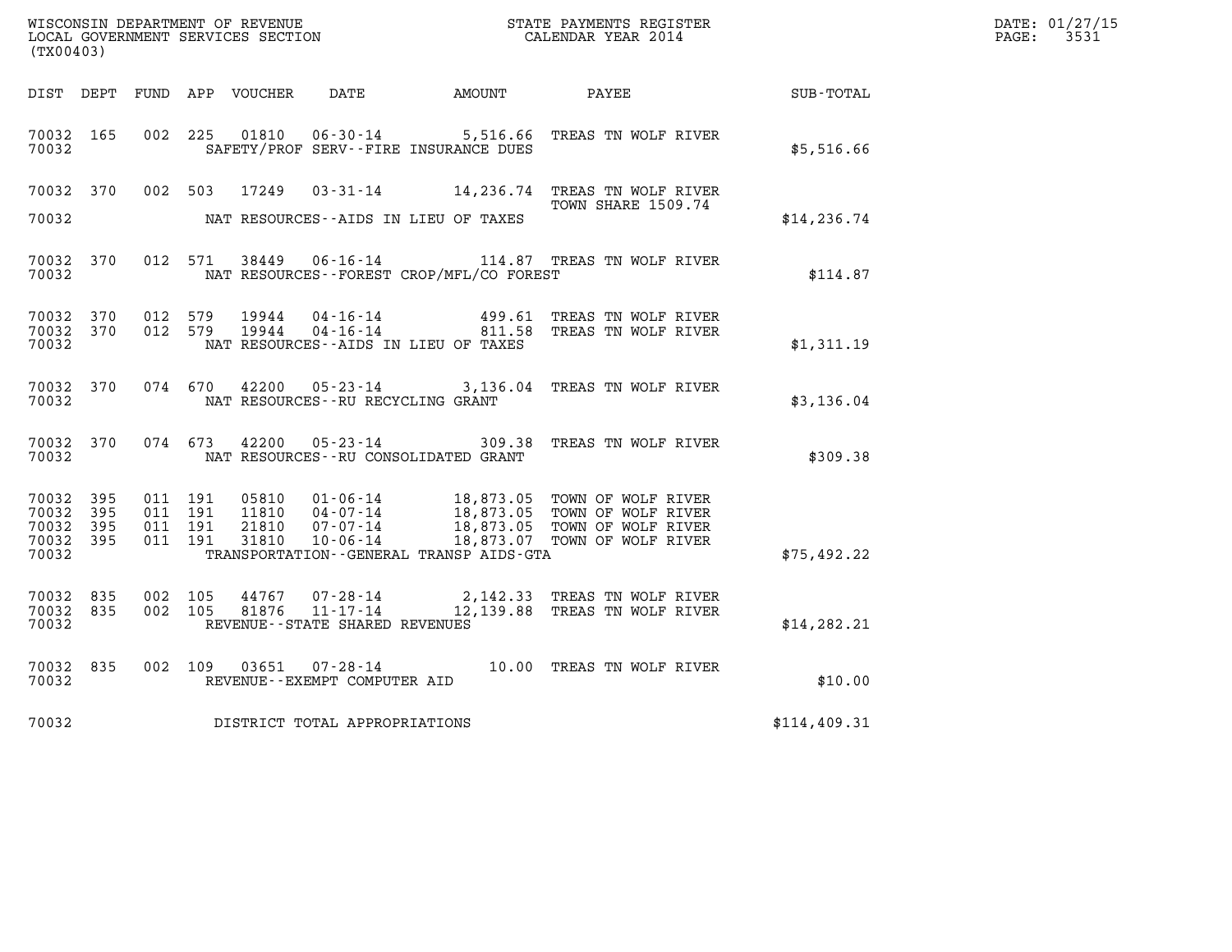WISCONSIN DEPARTMENT OF REVENUE
LOCAL GOVERNMENT SERVICES SECTION
(TX00403)

STATE PAYMENTS REGISTER
CALENDAR YEAR 2014

DATE: 01/27/15
PAGE: 3531

| DIST | DEPT | FUND | APP | VOUCHER | DATE | AMOUNT | PAYEE | SUB-TOTAL |
|---|---|---|---|---|---|---|---|---|
| 70032 | 165 | 002 | 225 | 01810 | 06-30-14 | 5,516.66 | TREAS TN WOLF RIVER | |
| 70032 | | | | | SAFETY/PROF SERV--FIRE INSURANCE DUES | | | $5,516.66 |
| 70032 | 370 | 002 | 503 | 17249 | 03-31-14 | 14,236.74 | TREAS TN WOLF RIVER<br>TOWN SHARE 1509.74 | |
| 70032 | | | | | NAT RESOURCES--AIDS IN LIEU OF TAXES | | | $14,236.74 |
| 70032 | 370 | 012 | 571 | 38449 | 06-16-14 | 114.87 | TREAS TN WOLF RIVER | |
| 70032 | | | | | NAT RESOURCES--FOREST CROP/MFL/CO FOREST | | | $114.87 |
| 70032 | 370 | 012 | 579 | 19944 | 04-16-14 | 499.61 | TREAS TN WOLF RIVER | |
| 70032 | 370 | 012 | 579 | 19944 | 04-16-14 | 811.58 | TREAS TN WOLF RIVER | |
| 70032 | | | | | NAT RESOURCES--AIDS IN LIEU OF TAXES | | | $1,311.19 |
| 70032 | 370 | 074 | 670 | 42200 | 05-23-14 | 3,136.04 | TREAS TN WOLF RIVER | |
| 70032 | | | | | NAT RESOURCES--RU RECYCLING GRANT | | | $3,136.04 |
| 70032 | 370 | 074 | 673 | 42200 | 05-23-14 | 309.38 | TREAS TN WOLF RIVER | |
| 70032 | | | | | NAT RESOURCES--RU CONSOLIDATED GRANT | | | $309.38 |
| 70032 | 395 | 011 | 191 | 05810 | 01-06-14 | 18,873.05 | TOWN OF WOLF RIVER | |
| 70032 | 395 | 011 | 191 | 11810 | 04-07-14 | 18,873.05 | TOWN OF WOLF RIVER | |
| 70032 | 395 | 011 | 191 | 21810 | 07-07-14 | 18,873.05 | TOWN OF WOLF RIVER | |
| 70032 | 395 | 011 | 191 | 31810 | 10-06-14 | 18,873.07 | TOWN OF WOLF RIVER | |
| 70032 | | | | | TRANSPORTATION--GENERAL TRANSP AIDS-GTA | | | $75,492.22 |
| 70032 | 835 | 002 | 105 | 44767 | 07-28-14 | 2,142.33 | TREAS TN WOLF RIVER | |
| 70032 | 835 | 002 | 105 | 81876 | 11-17-14 | 12,139.88 | TREAS TN WOLF RIVER | |
| 70032 | | | | | REVENUE--STATE SHARED REVENUES | | | $14,282.21 |
| 70032 | 835 | 002 | 109 | 03651 | 07-28-14 | 10.00 | TREAS TN WOLF RIVER | |
| 70032 | | | | | REVENUE--EXEMPT COMPUTER AID | | | $10.00 |
| 70032 | | | | | DISTRICT TOTAL APPROPRIATIONS | | | $114,409.31 |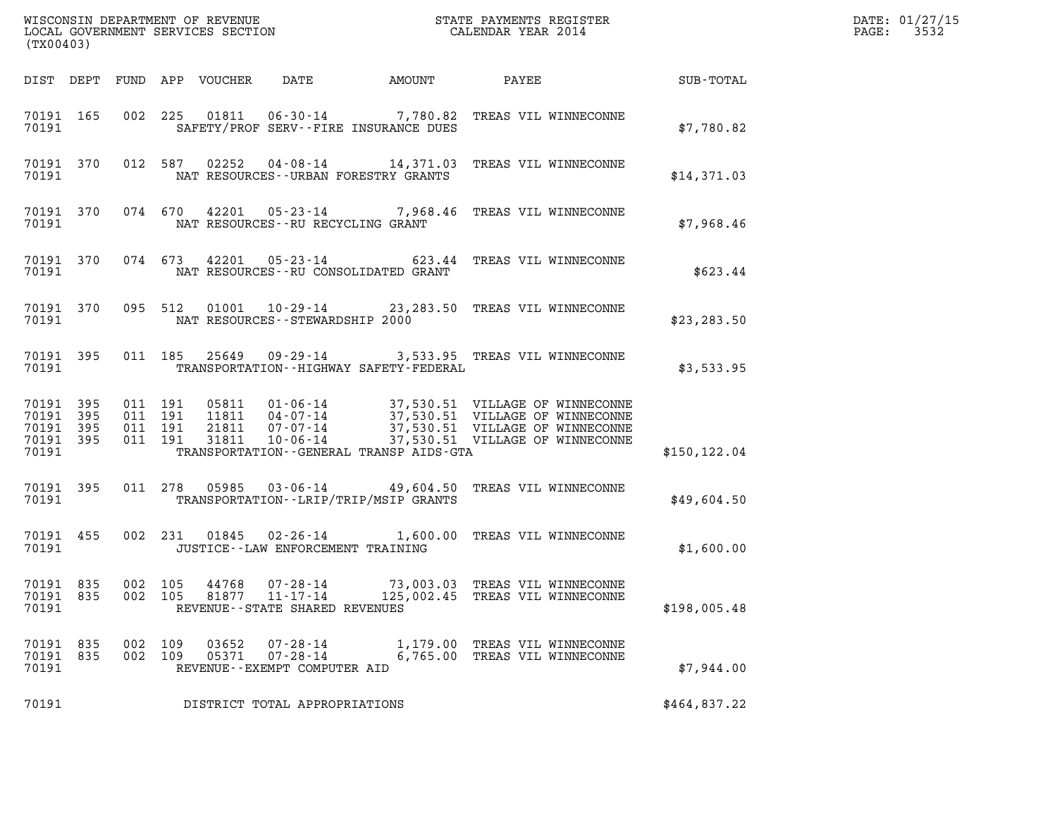WISCONSIN DEPARTMENT OF REVENUE
LOCAL GOVERNMENT SERVICES SECTION
(TX00403)

STATE PAYMENTS REGISTER
CALENDAR YEAR 2014

DATE: 01/27/15

| DIST | DEPT | FUND | APP | VOUCHER | DATE | AMOUNT | PAYEE | SUB-TOTAL |
|---|---|---|---|---|---|---|---|---|
| 70191 | 165 | 002 | 225 | 01811 | 06-30-14 | 7,780.82 | TREAS VIL WINNECONNE | |
| 70191 | | | | SAFETY/PROF SERV--FIRE INSURANCE DUES | | | | $7,780.82 |
| 70191 | 370 | 012 | 587 | 02252 | 04-08-14 | 14,371.03 | TREAS VIL WINNECONNE | |
| 70191 | | | | NAT RESOURCES--URBAN FORESTRY GRANTS | | | | $14,371.03 |
| 70191 | 370 | 074 | 670 | 42201 | 05-23-14 | 7,968.46 | TREAS VIL WINNECONNE | |
| 70191 | | | | NAT RESOURCES--RU RECYCLING GRANT | | | | $7,968.46 |
| 70191 | 370 | 074 | 673 | 42201 | 05-23-14 | 623.44 | TREAS VIL WINNECONNE | |
| 70191 | | | | NAT RESOURCES--RU CONSOLIDATED GRANT | | | | $623.44 |
| 70191 | 370 | 095 | 512 | 01001 | 10-29-14 | 23,283.50 | TREAS VIL WINNECONNE | |
| 70191 | | | | NAT RESOURCES--STEWARDSHIP 2000 | | | | $23,283.50 |
| 70191 | 395 | 011 | 185 | 25649 | 09-29-14 | 3,533.95 | TREAS VIL WINNECONNE | |
| 70191 | | | | TRANSPORTATION--HIGHWAY SAFETY-FEDERAL | | | | $3,533.95 |
| 70191 | 395 | 011 | 191 | 05811 | 01-06-14 | 37,530.51 | VILLAGE OF WINNECONNE | |
| 70191 | 395 | 011 | 191 | 11811 | 04-07-14 | 37,530.51 | VILLAGE OF WINNECONNE | |
| 70191 | 395 | 011 | 191 | 21811 | 07-07-14 | 37,530.51 | VILLAGE OF WINNECONNE | |
| 70191 | 395 | 011 | 191 | 31811 | 10-06-14 | 37,530.51 | VILLAGE OF WINNECONNE | |
| 70191 | | | | TRANSPORTATION--GENERAL TRANSP AIDS-GTA | | | | $150,122.04 |
| 70191 | 395 | 011 | 278 | 05985 | 03-06-14 | 49,604.50 | TREAS VIL WINNECONNE | |
| 70191 | | | | TRANSPORTATION--LRIP/TRIP/MSIP GRANTS | | | | $49,604.50 |
| 70191 | 455 | 002 | 231 | 01845 | 02-26-14 | 1,600.00 | TREAS VIL WINNECONNE | |
| 70191 | | | | JUSTICE--LAW ENFORCEMENT TRAINING | | | | $1,600.00 |
| 70191 | 835 | 002 | 105 | 44768 | 07-28-14 | 73,003.03 | TREAS VIL WINNECONNE | |
| 70191 | 835 | 002 | 105 | 81877 | 11-17-14 | 125,002.45 | TREAS VIL WINNECONNE | |
| 70191 | | | | REVENUE--STATE SHARED REVENUES | | | | $198,005.48 |
| 70191 | 835 | 002 | 109 | 03652 | 07-28-14 | 1,179.00 | TREAS VIL WINNECONNE | |
| 70191 | 835 | 002 | 109 | 05371 | 07-28-14 | 6,765.00 | TREAS VIL WINNECONNE | |
| 70191 | | | | REVENUE--EXEMPT COMPUTER AID | | | | $7,944.00 |
| 70191 | | | | DISTRICT TOTAL APPROPRIATIONS | | | | $464,837.22 |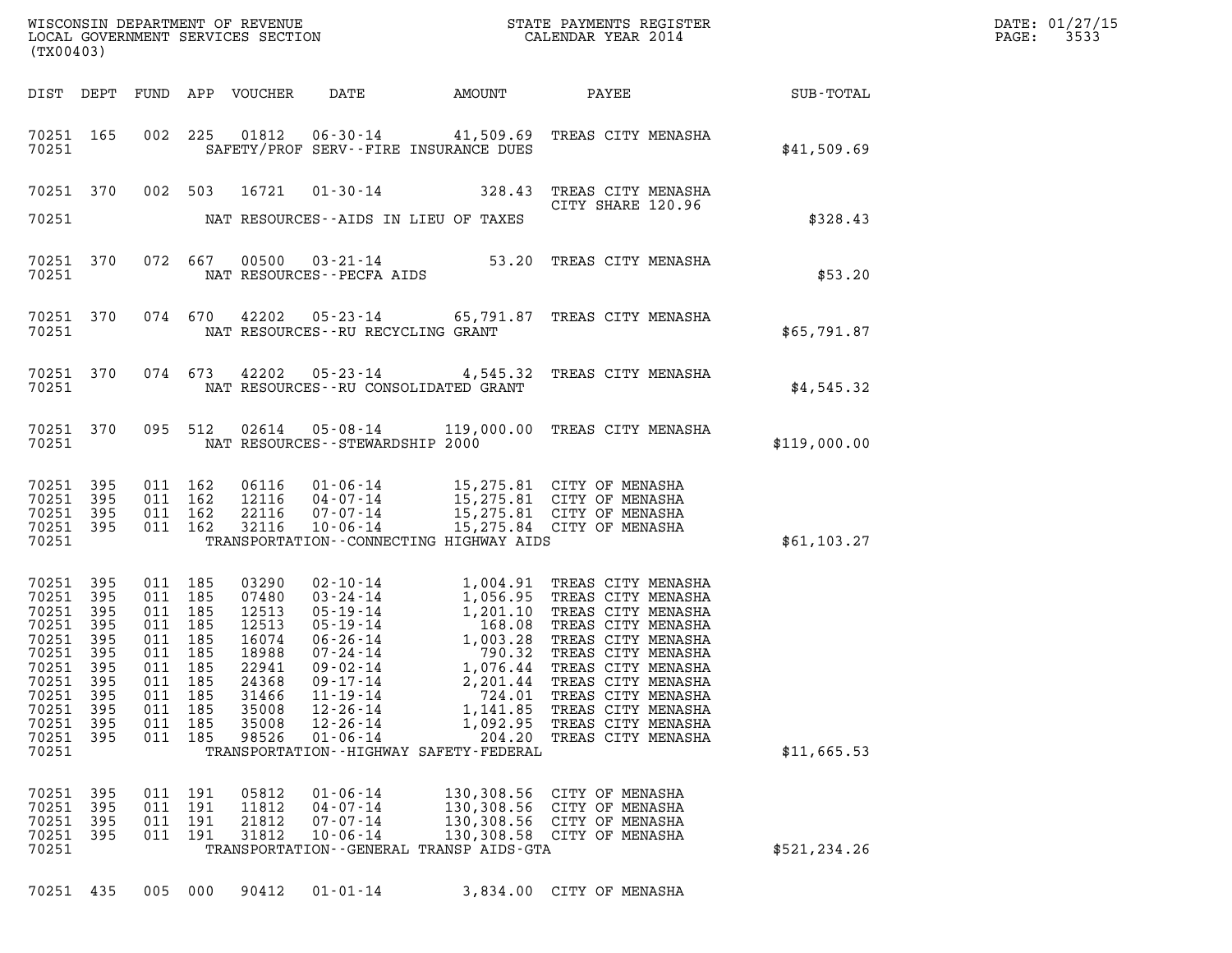WISCONSIN DEPARTMENT OF REVENUE
LOCAL GOVERNMENT SERVICES SECTION
(TX00403)

STATE PAYMENTS REGISTER
CALENDAR YEAR 2014

DATE: 01/27/15
PAGE: 3533

| DIST | DEPT | FUND | APP | VOUCHER | DATE | AMOUNT | PAYEE | SUB-TOTAL |
|---|---|---|---|---|---|---|---|---|
| 70251 | 165 | 002 | 225 | 01812 | 06-30-14 | 41,509.69 | TREAS CITY MENASHA | |
| 70251 | | | | | SAFETY/PROF SERV--FIRE INSURANCE DUES | | | $41,509.69 |
| 70251 | 370 | 002 | 503 | 16721 | 01-30-14 | 328.43 | TREAS CITY MENASHA CITY SHARE 120.96 | |
| 70251 | | | | | NAT RESOURCES--AIDS IN LIEU OF TAXES | | | $328.43 |
| 70251 | 370 | 072 | 667 | 00500 | 03-21-14 | 53.20 | TREAS CITY MENASHA | |
| 70251 | | | | | NAT RESOURCES--PECFA AIDS | | | $53.20 |
| 70251 | 370 | 074 | 670 | 42202 | 05-23-14 | 65,791.87 | TREAS CITY MENASHA | |
| 70251 | | | | | NAT RESOURCES--RU RECYCLING GRANT | | | $65,791.87 |
| 70251 | 370 | 074 | 673 | 42202 | 05-23-14 | 4,545.32 | TREAS CITY MENASHA | |
| 70251 | | | | | NAT RESOURCES--RU CONSOLIDATED GRANT | | | $4,545.32 |
| 70251 | 370 | 095 | 512 | 02614 | 05-08-14 | 119,000.00 | TREAS CITY MENASHA | |
| 70251 | | | | | NAT RESOURCES--STEWARDSHIP 2000 | | | $119,000.00 |
| 70251 | 395 | 011 | 162 | 06116 | 01-06-14 | 15,275.81 | CITY OF MENASHA | |
| 70251 | 395 | 011 | 162 | 12116 | 04-07-14 | 15,275.81 | CITY OF MENASHA | |
| 70251 | 395 | 011 | 162 | 22116 | 07-07-14 | 15,275.81 | CITY OF MENASHA | |
| 70251 | 395 | 011 | 162 | 32116 | 10-06-14 | 15,275.84 | CITY OF MENASHA | |
| 70251 | | | | | TRANSPORTATION--CONNECTING HIGHWAY AIDS | | | $61,103.27 |
| 70251 | 395 | 011 | 185 | 03290 | 02-10-14 | 1,004.91 | TREAS CITY MENASHA | |
| 70251 | 395 | 011 | 185 | 07480 | 03-24-14 | 1,056.95 | TREAS CITY MENASHA | |
| 70251 | 395 | 011 | 185 | 12513 | 05-19-14 | 1,201.10 | TREAS CITY MENASHA | |
| 70251 | 395 | 011 | 185 | 12513 | 05-19-14 | 168.08 | TREAS CITY MENASHA | |
| 70251 | 395 | 011 | 185 | 16074 | 06-26-14 | 1,003.28 | TREAS CITY MENASHA | |
| 70251 | 395 | 011 | 185 | 18988 | 07-24-14 | 790.32 | TREAS CITY MENASHA | |
| 70251 | 395 | 011 | 185 | 22941 | 09-02-14 | 1,076.44 | TREAS CITY MENASHA | |
| 70251 | 395 | 011 | 185 | 24368 | 09-17-14 | 2,201.44 | TREAS CITY MENASHA | |
| 70251 | 395 | 011 | 185 | 31466 | 11-19-14 | 724.01 | TREAS CITY MENASHA | |
| 70251 | 395 | 011 | 185 | 35008 | 12-26-14 | 1,141.85 | TREAS CITY MENASHA | |
| 70251 | 395 | 011 | 185 | 35008 | 12-26-14 | 1,092.95 | TREAS CITY MENASHA | |
| 70251 | 395 | 011 | 185 | 98526 | 01-06-14 | 204.20 | TREAS CITY MENASHA | |
| 70251 | | | | | TRANSPORTATION--HIGHWAY SAFETY-FEDERAL | | | $11,665.53 |
| 70251 | 395 | 011 | 191 | 05812 | 01-06-14 | 130,308.56 | CITY OF MENASHA | |
| 70251 | 395 | 011 | 191 | 11812 | 04-07-14 | 130,308.56 | CITY OF MENASHA | |
| 70251 | 395 | 011 | 191 | 21812 | 07-07-14 | 130,308.56 | CITY OF MENASHA | |
| 70251 | 395 | 011 | 191 | 31812 | 10-06-14 | 130,308.58 | CITY OF MENASHA | |
| 70251 | | | | | TRANSPORTATION--GENERAL TRANSP AIDS-GTA | | | $521,234.26 |
| 70251 | 435 | 005 | 000 | 90412 | 01-01-14 | 3,834.00 | CITY OF MENASHA | |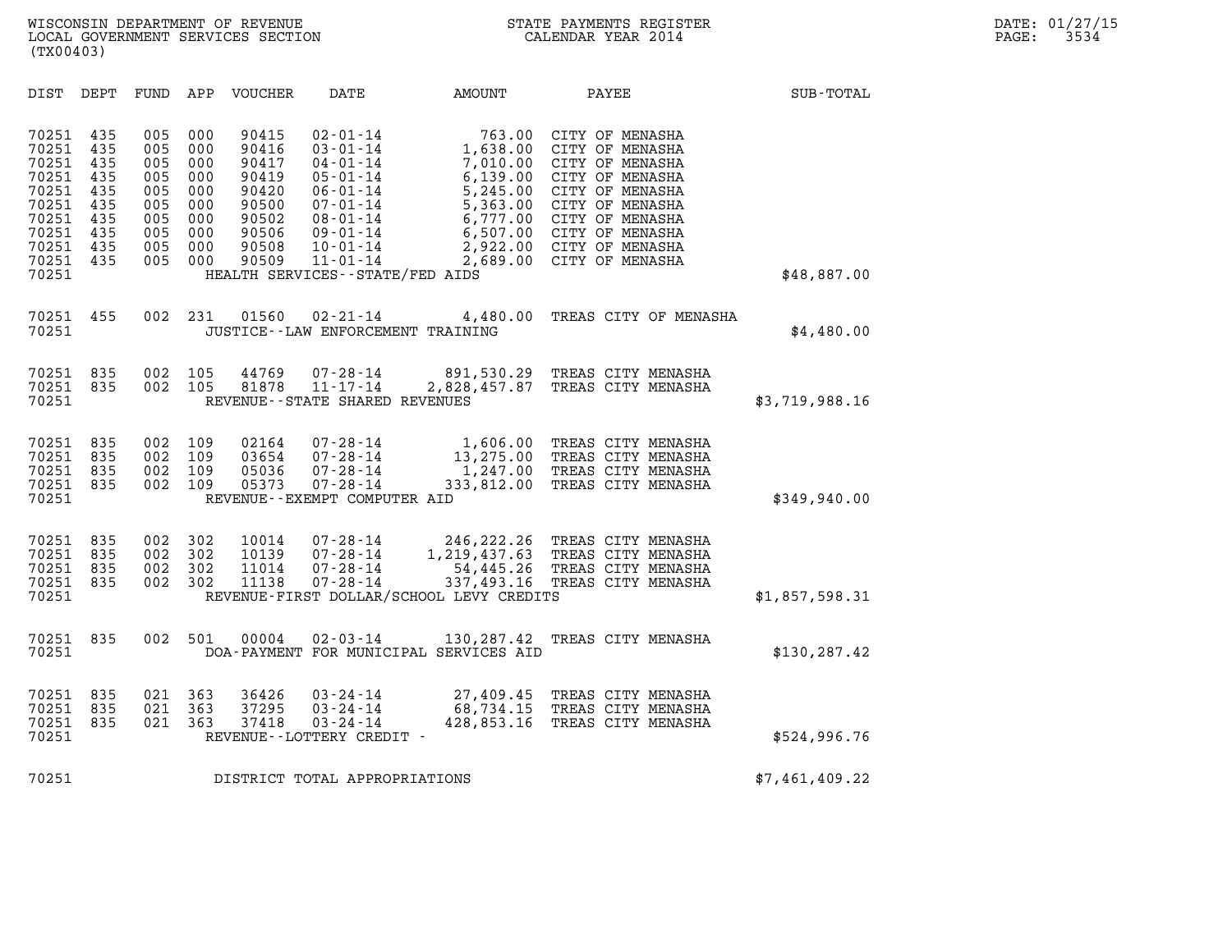WISCONSIN DEPARTMENT OF REVENUE
LOCAL GOVERNMENT SERVICES SECTION
(TX00403)

STATE PAYMENTS REGISTER
CALENDAR YEAR 2014

DATE: 01/27/15
PAGE: 3534

| DIST | DEPT | FUND | APP | VOUCHER | DATE | AMOUNT | PAYEE | SUB-TOTAL |
|---|---|---|---|---|---|---|---|---|
| 70251 | 435 | 005 | 000 | 90415 | 02-01-14 | 763.00 | CITY OF MENASHA | |
| 70251 | 435 | 005 | 000 | 90416 | 03-01-14 | 1,638.00 | CITY OF MENASHA | |
| 70251 | 435 | 005 | 000 | 90417 | 04-01-14 | 7,010.00 | CITY OF MENASHA | |
| 70251 | 435 | 005 | 000 | 90419 | 05-01-14 | 6,139.00 | CITY OF MENASHA | |
| 70251 | 435 | 005 | 000 | 90420 | 06-01-14 | 5,245.00 | CITY OF MENASHA | |
| 70251 | 435 | 005 | 000 | 90500 | 07-01-14 | 5,363.00 | CITY OF MENASHA | |
| 70251 | 435 | 005 | 000 | 90502 | 08-01-14 | 6,777.00 | CITY OF MENASHA | |
| 70251 | 435 | 005 | 000 | 90506 | 09-01-14 | 6,507.00 | CITY OF MENASHA | |
| 70251 | 435 | 005 | 000 | 90508 | 10-01-14 | 2,922.00 | CITY OF MENASHA | |
| 70251 | 435 | 005 | 000 | 90509 | 11-01-14 | 2,689.00 | CITY OF MENASHA | |
| 70251 | | | | | HEALTH SERVICES--STATE/FED AIDS | | | $48,887.00 |
| 70251 | 455 | 002 | 231 | 01560 | 02-21-14 | 4,480.00 | TREAS CITY OF MENASHA | |
| 70251 | | | | | JUSTICE--LAW ENFORCEMENT TRAINING | | | $4,480.00 |
| 70251 | 835 | 002 | 105 | 44769 | 07-28-14 | 891,530.29 | TREAS CITY MENASHA | |
| 70251 | 835 | 002 | 105 | 81878 | 11-17-14 | 2,828,457.87 | TREAS CITY MENASHA | |
| 70251 | | | | | REVENUE--STATE SHARED REVENUES | | | $3,719,988.16 |
| 70251 | 835 | 002 | 109 | 02164 | 07-28-14 | 1,606.00 | TREAS CITY MENASHA | |
| 70251 | 835 | 002 | 109 | 03654 | 07-28-14 | 13,275.00 | TREAS CITY MENASHA | |
| 70251 | 835 | 002 | 109 | 05036 | 07-28-14 | 1,247.00 | TREAS CITY MENASHA | |
| 70251 | 835 | 002 | 109 | 05373 | 07-28-14 | 333,812.00 | TREAS CITY MENASHA | |
| 70251 | | | | | REVENUE--EXEMPT COMPUTER AID | | | $349,940.00 |
| 70251 | 835 | 002 | 302 | 10014 | 07-28-14 | 246,222.26 | TREAS CITY MENASHA | |
| 70251 | 835 | 002 | 302 | 10139 | 07-28-14 | 1,219,437.63 | TREAS CITY MENASHA | |
| 70251 | 835 | 002 | 302 | 11014 | 07-28-14 | 54,445.26 | TREAS CITY MENASHA | |
| 70251 | 835 | 002 | 302 | 11138 | 07-28-14 | 337,493.16 | TREAS CITY MENASHA | |
| 70251 | | | | | REVENUE-FIRST DOLLAR/SCHOOL LEVY CREDITS | | | $1,857,598.31 |
| 70251 | 835 | 002 | 501 | 00004 | 02-03-14 | 130,287.42 | TREAS CITY MENASHA | |
| 70251 | | | | | DOA-PAYMENT FOR MUNICIPAL SERVICES AID | | | $130,287.42 |
| 70251 | 835 | 021 | 363 | 36426 | 03-24-14 | 27,409.45 | TREAS CITY MENASHA | |
| 70251 | 835 | 021 | 363 | 37295 | 03-24-14 | 68,734.15 | TREAS CITY MENASHA | |
| 70251 | 835 | 021 | 363 | 37418 | 03-24-14 | 428,853.16 | TREAS CITY MENASHA | |
| 70251 | | | | | REVENUE--LOTTERY CREDIT - | | | $524,996.76 |
| 70251 | | | | | DISTRICT TOTAL APPROPRIATIONS | | | $7,461,409.22 |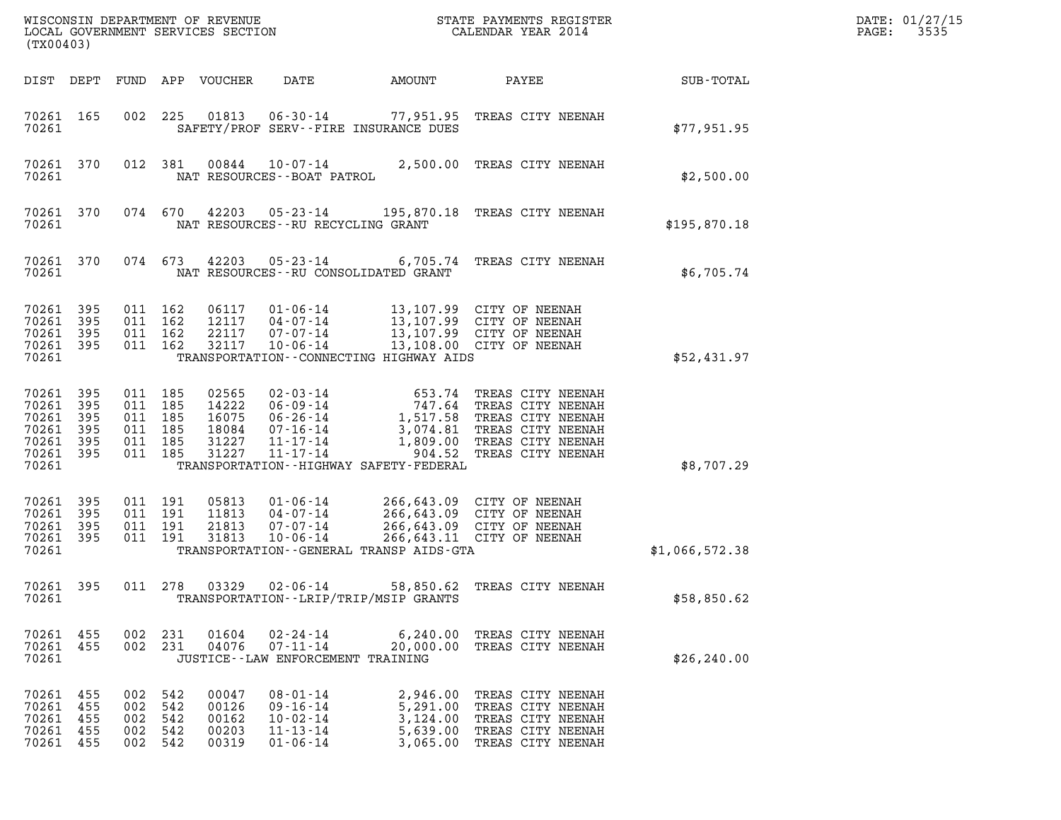WISCONSIN DEPARTMENT OF REVENUE
LOCAL GOVERNMENT SERVICES SECTION
(TX00403)

STATE PAYMENTS REGISTER
CALENDAR YEAR 2014

DATE: 01/27/15
PAGE: 3535

| DIST | DEPT | FUND | APP | VOUCHER | DATE | AMOUNT | PAYEE | SUB-TOTAL |
|---|---|---|---|---|---|---|---|---|
| 70261 | 165 | 002 | 225 | 01813 | 06-30-14 | 77,951.95 | TREAS CITY NEENAH | |
| 70261 | | | | | SAFETY/PROF SERV--FIRE INSURANCE DUES | | | $77,951.95 |
| 70261 | 370 | 012 | 381 | 00844 | 10-07-14 | 2,500.00 | TREAS CITY NEENAH | |
| 70261 | | | | | NAT RESOURCES--BOAT PATROL | | | $2,500.00 |
| 70261 | 370 | 074 | 670 | 42203 | 05-23-14 | 195,870.18 | TREAS CITY NEENAH | |
| 70261 | | | | | NAT RESOURCES--RU RECYCLING GRANT | | | $195,870.18 |
| 70261 | 370 | 074 | 673 | 42203 | 05-23-14 | 6,705.74 | TREAS CITY NEENAH | |
| 70261 | | | | | NAT RESOURCES--RU CONSOLIDATED GRANT | | | $6,705.74 |
| 70261 | 395 | 011 | 162 | 06117 | 01-06-14 | 13,107.99 | CITY OF NEENAH | |
| 70261 | 395 | 011 | 162 | 12117 | 04-07-14 | 13,107.99 | CITY OF NEENAH | |
| 70261 | 395 | 011 | 162 | 22117 | 07-07-14 | 13,107.99 | CITY OF NEENAH | |
| 70261 | 395 | 011 | 162 | 32117 | 10-06-14 | 13,108.00 | CITY OF NEENAH | |
| 70261 | | | | | TRANSPORTATION--CONNECTING HIGHWAY AIDS | | | $52,431.97 |
| 70261 | 395 | 011 | 185 | 02565 | 02-03-14 | 653.74 | TREAS CITY NEENAH | |
| 70261 | 395 | 011 | 185 | 14222 | 06-09-14 | 747.64 | TREAS CITY NEENAH | |
| 70261 | 395 | 011 | 185 | 16075 | 06-26-14 | 1,517.58 | TREAS CITY NEENAH | |
| 70261 | 395 | 011 | 185 | 18084 | 07-16-14 | 3,074.81 | TREAS CITY NEENAH | |
| 70261 | 395 | 011 | 185 | 31227 | 11-17-14 | 1,809.00 | TREAS CITY NEENAH | |
| 70261 | 395 | 011 | 185 | 31227 | 11-17-14 | 904.52 | TREAS CITY NEENAH | |
| 70261 | | | | | TRANSPORTATION--HIGHWAY SAFETY-FEDERAL | | | $8,707.29 |
| 70261 | 395 | 011 | 191 | 05813 | 01-06-14 | 266,643.09 | CITY OF NEENAH | |
| 70261 | 395 | 011 | 191 | 11813 | 04-07-14 | 266,643.09 | CITY OF NEENAH | |
| 70261 | 395 | 011 | 191 | 21813 | 07-07-14 | 266,643.09 | CITY OF NEENAH | |
| 70261 | 395 | 011 | 191 | 31813 | 10-06-14 | 266,643.11 | CITY OF NEENAH | |
| 70261 | | | | | TRANSPORTATION--GENERAL TRANSP AIDS-GTA | | | $1,066,572.38 |
| 70261 | 395 | 011 | 278 | 03329 | 02-06-14 | 58,850.62 | TREAS CITY NEENAH | |
| 70261 | | | | | TRANSPORTATION--LRIP/TRIP/MSIP GRANTS | | | $58,850.62 |
| 70261 | 455 | 002 | 231 | 01604 | 02-24-14 | 6,240.00 | TREAS CITY NEENAH | |
| 70261 | 455 | 002 | 231 | 04076 | 07-11-14 | 20,000.00 | TREAS CITY NEENAH | |
| 70261 | | | | | JUSTICE--LAW ENFORCEMENT TRAINING | | | $26,240.00 |
| 70261 | 455 | 002 | 542 | 00047 | 08-01-14 | 2,946.00 | TREAS CITY NEENAH | |
| 70261 | 455 | 002 | 542 | 00126 | 09-16-14 | 5,291.00 | TREAS CITY NEENAH | |
| 70261 | 455 | 002 | 542 | 00162 | 10-02-14 | 3,124.00 | TREAS CITY NEENAH | |
| 70261 | 455 | 002 | 542 | 00203 | 11-13-14 | 5,639.00 | TREAS CITY NEENAH | |
| 70261 | 455 | 002 | 542 | 00319 | 01-06-14 | 3,065.00 | TREAS CITY NEENAH | |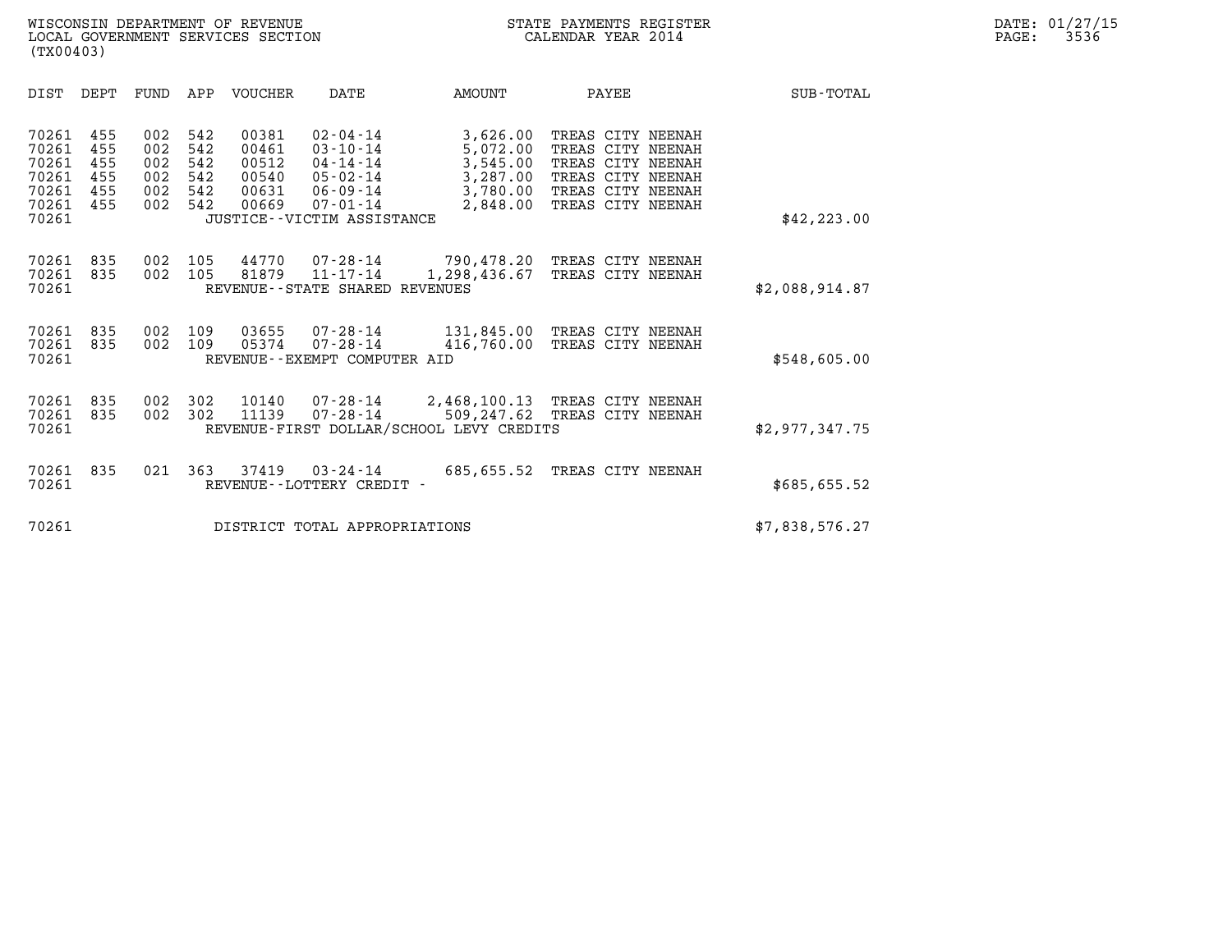WISCONSIN DEPARTMENT OF REVENUE
LOCAL GOVERNMENT SERVICES SECTION
(TX00403)

STATE PAYMENTS REGISTER
CALENDAR YEAR 2014

DATE: 01/27/15
PAGE: 3536

| DIST | DEPT | FUND | APP | VOUCHER | DATE | AMOUNT | PAYEE | SUB-TOTAL |
|---|---|---|---|---|---|---|---|---|
| 70261 | 455 | 002 | 542 | 00381 | 02-04-14 | 3,626.00 | TREAS CITY NEENAH | |
| 70261 | 455 | 002 | 542 | 00461 | 03-10-14 | 5,072.00 | TREAS CITY NEENAH | |
| 70261 | 455 | 002 | 542 | 00512 | 04-14-14 | 3,545.00 | TREAS CITY NEENAH | |
| 70261 | 455 | 002 | 542 | 00540 | 05-02-14 | 3,287.00 | TREAS CITY NEENAH | |
| 70261 | 455 | 002 | 542 | 00631 | 06-09-14 | 3,780.00 | TREAS CITY NEENAH | |
| 70261 | 455 | 002 | 542 | 00669 | 07-01-14 | 2,848.00 | TREAS CITY NEENAH | |
| 70261 | | | | JUSTICE--VICTIM ASSISTANCE | | | | $42,223.00 |
| 70261 | 835 | 002 | 105 | 44770 | 07-28-14 | 790,478.20 | TREAS CITY NEENAH | |
| 70261 | 835 | 002 | 105 | 81879 | 11-17-14 | 1,298,436.67 | TREAS CITY NEENAH | |
| 70261 | | | | REVENUE--STATE SHARED REVENUES | | | | $2,088,914.87 |
| 70261 | 835 | 002 | 109 | 03655 | 07-28-14 | 131,845.00 | TREAS CITY NEENAH | |
| 70261 | 835 | 002 | 109 | 05374 | 07-28-14 | 416,760.00 | TREAS CITY NEENAH | |
| 70261 | | | | REVENUE--EXEMPT COMPUTER AID | | | | $548,605.00 |
| 70261 | 835 | 002 | 302 | 10140 | 07-28-14 | 2,468,100.13 | TREAS CITY NEENAH | |
| 70261 | 835 | 002 | 302 | 11139 | 07-28-14 | 509,247.62 | TREAS CITY NEENAH | |
| 70261 | | | | REVENUE-FIRST DOLLAR/SCHOOL LEVY CREDITS | | | | $2,977,347.75 |
| 70261 | 835 | 021 | 363 | 37419 | 03-24-14 | 685,655.52 | TREAS CITY NEENAH | |
| 70261 | | | | REVENUE--LOTTERY CREDIT - | | | | $685,655.52 |
| 70261 | | | | DISTRICT TOTAL APPROPRIATIONS | | | | $7,838,576.27 |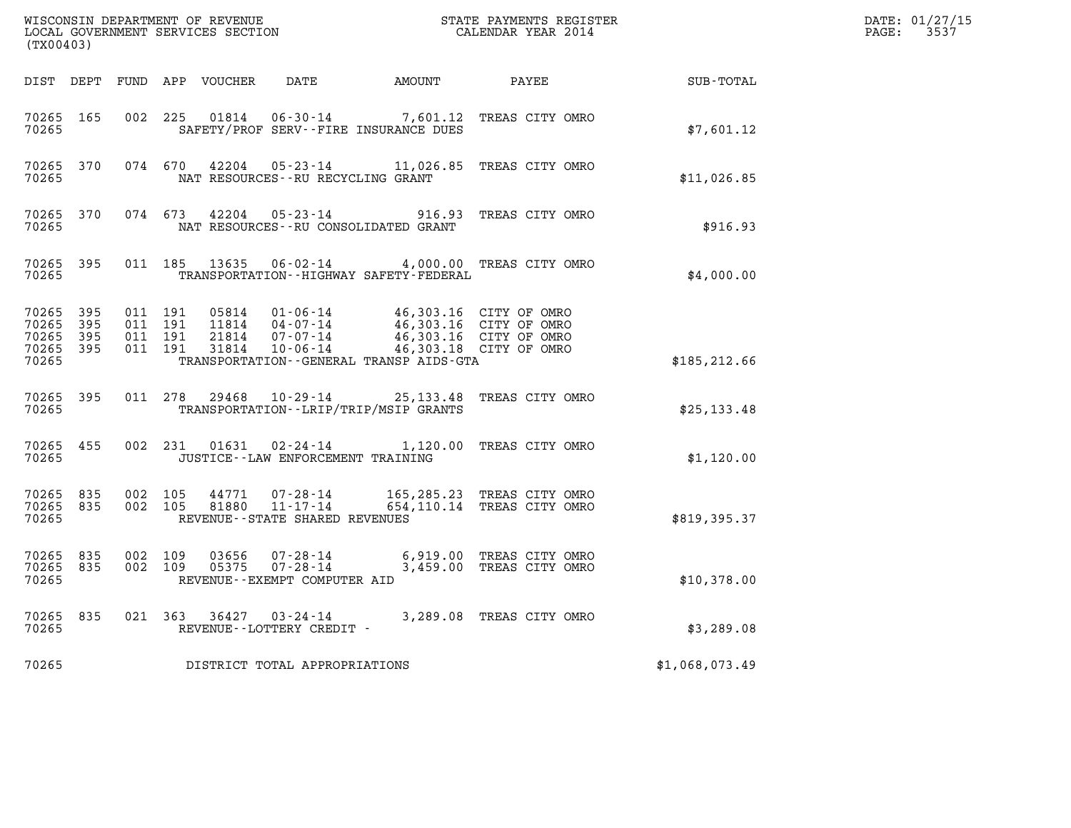WISCONSIN DEPARTMENT OF REVENUE
LOCAL GOVERNMENT SERVICES SECTION
(TX00403)

STATE PAYMENTS REGISTER
CALENDAR YEAR 2014

DATE: 01/27/15

| DIST | DEPT | FUND | APP | VOUCHER | DATE | AMOUNT | PAYEE | SUB-TOTAL |
|---|---|---|---|---|---|---|---|---|
| 70265 | 165 | 002 | 225 | 01814 | 06-30-14 | 7,601.12 | TREAS CITY OMRO | |
| 70265 | | | | SAFETY/PROF SERV--FIRE INSURANCE DUES | | | | $7,601.12 |
| 70265 | 370 | 074 | 670 | 42204 | 05-23-14 | 11,026.85 | TREAS CITY OMRO | |
| 70265 | | | | NAT RESOURCES--RU RECYCLING GRANT | | | | $11,026.85 |
| 70265 | 370 | 074 | 673 | 42204 | 05-23-14 | 916.93 | TREAS CITY OMRO | |
| 70265 | | | | NAT RESOURCES--RU CONSOLIDATED GRANT | | | | $916.93 |
| 70265 | 395 | 011 | 185 | 13635 | 06-02-14 | 4,000.00 | TREAS CITY OMRO | |
| 70265 | | | | TRANSPORTATION--HIGHWAY SAFETY-FEDERAL | | | | $4,000.00 |
| 70265 | 395 | 011 | 191 | 05814 | 01-06-14 | 46,303.16 | CITY OF OMRO | |
| 70265 | 395 | 011 | 191 | 11814 | 04-07-14 | 46,303.16 | CITY OF OMRO | |
| 70265 | 395 | 011 | 191 | 21814 | 07-07-14 | 46,303.16 | CITY OF OMRO | |
| 70265 | 395 | 011 | 191 | 31814 | 10-06-14 | 46,303.18 | CITY OF OMRO | |
| 70265 | | | | TRANSPORTATION--GENERAL TRANSP AIDS-GTA | | | | $185,212.66 |
| 70265 | 395 | 011 | 278 | 29468 | 10-29-14 | 25,133.48 | TREAS CITY OMRO | |
| 70265 | | | | TRANSPORTATION--LRIP/TRIP/MSIP GRANTS | | | | $25,133.48 |
| 70265 | 455 | 002 | 231 | 01631 | 02-24-14 | 1,120.00 | TREAS CITY OMRO | |
| 70265 | | | | JUSTICE--LAW ENFORCEMENT TRAINING | | | | $1,120.00 |
| 70265 | 835 | 002 | 105 | 44771 | 07-28-14 | 165,285.23 | TREAS CITY OMRO | |
| 70265 | 835 | 002 | 105 | 81880 | 11-17-14 | 654,110.14 | TREAS CITY OMRO | |
| 70265 | | | | REVENUE--STATE SHARED REVENUES | | | | $819,395.37 |
| 70265 | 835 | 002 | 109 | 03656 | 07-28-14 | 6,919.00 | TREAS CITY OMRO | |
| 70265 | 835 | 002 | 109 | 05375 | 07-28-14 | 3,459.00 | TREAS CITY OMRO | |
| 70265 | | | | REVENUE--EXEMPT COMPUTER AID | | | | $10,378.00 |
| 70265 | 835 | 021 | 363 | 36427 | 03-24-14 | 3,289.08 | TREAS CITY OMRO | |
| 70265 | | | | REVENUE--LOTTERY CREDIT - | | | | $3,289.08 |
| 70265 | | | | DISTRICT TOTAL APPROPRIATIONS | | | | $1,068,073.49 |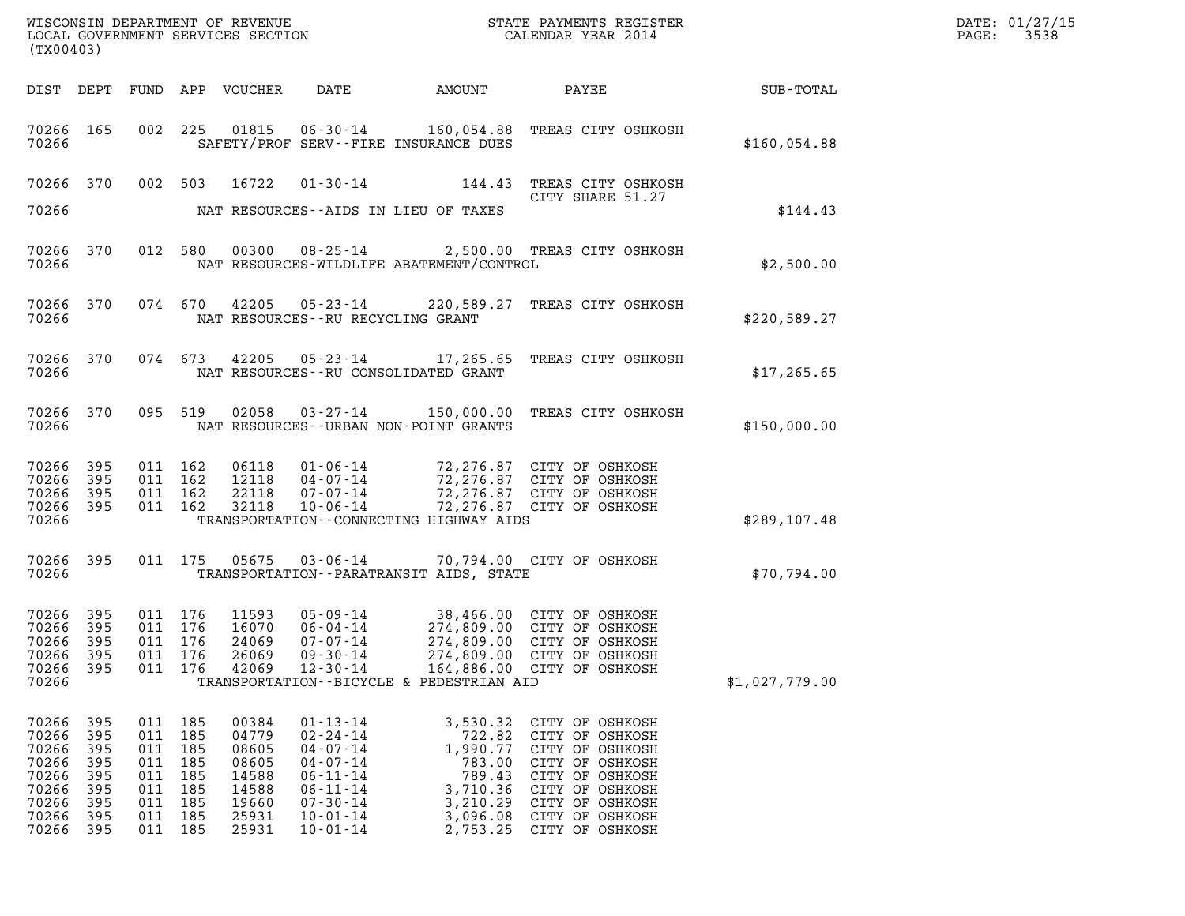WISCONSIN DEPARTMENT OF REVENUE
LOCAL GOVERNMENT SERVICES SECTION
(TX00403)

STATE PAYMENTS REGISTER
CALENDAR YEAR 2014

DATE: 01/27/15
PAGE: 3538

| DIST | DEPT | FUND | APP | VOUCHER | DATE | AMOUNT | PAYEE | SUB-TOTAL |
|---|---|---|---|---|---|---|---|---|
| 70266 | 165 | 002 | 225 | 01815 | 06-30-14 | 160,054.88 | TREAS CITY OSHKOSH | |
| 70266 | | | | SAFETY/PROF SERV--FIRE INSURANCE DUES | | | | $160,054.88 |
| 70266 | 370 | 002 | 503 | 16722 | 01-30-14 | 144.43 | TREAS CITY OSHKOSH CITY SHARE 51.27 | |
| 70266 | | | | NAT RESOURCES--AIDS IN LIEU OF TAXES | | | | $144.43 |
| 70266 | 370 | 012 | 580 | 00300 | 08-25-14 | 2,500.00 | TREAS CITY OSHKOSH | |
| 70266 | | | | NAT RESOURCES-WILDLIFE ABATEMENT/CONTROL | | | | $2,500.00 |
| 70266 | 370 | 074 | 670 | 42205 | 05-23-14 | 220,589.27 | TREAS CITY OSHKOSH | |
| 70266 | | | | NAT RESOURCES--RU RECYCLING GRANT | | | | $220,589.27 |
| 70266 | 370 | 074 | 673 | 42205 | 05-23-14 | 17,265.65 | TREAS CITY OSHKOSH | |
| 70266 | | | | NAT RESOURCES--RU CONSOLIDATED GRANT | | | | $17,265.65 |
| 70266 | 370 | 095 | 519 | 02058 | 03-27-14 | 150,000.00 | TREAS CITY OSHKOSH | |
| 70266 | | | | NAT RESOURCES--URBAN NON-POINT GRANTS | | | | $150,000.00 |
| 70266 | 395 | 011 | 162 | 06118 | 01-06-14 | 72,276.87 | CITY OF OSHKOSH | |
| 70266 | 395 | 011 | 162 | 12118 | 04-07-14 | 72,276.87 | CITY OF OSHKOSH | |
| 70266 | 395 | 011 | 162 | 22118 | 07-07-14 | 72,276.87 | CITY OF OSHKOSH | |
| 70266 | 395 | 011 | 162 | 32118 | 10-06-14 | 72,276.87 | CITY OF OSHKOSH | |
| 70266 | | | | TRANSPORTATION--CONNECTING HIGHWAY AIDS | | | | $289,107.48 |
| 70266 | 395 | 011 | 175 | 05675 | 03-06-14 | 70,794.00 | CITY OF OSHKOSH | |
| 70266 | | | | TRANSPORTATION--PARATRANSIT AIDS, STATE | | | | $70,794.00 |
| 70266 | 395 | 011 | 176 | 11593 | 05-09-14 | 38,466.00 | CITY OF OSHKOSH | |
| 70266 | 395 | 011 | 176 | 16070 | 06-04-14 | 274,809.00 | CITY OF OSHKOSH | |
| 70266 | 395 | 011 | 176 | 24069 | 07-07-14 | 274,809.00 | CITY OF OSHKOSH | |
| 70266 | 395 | 011 | 176 | 26069 | 09-30-14 | 274,809.00 | CITY OF OSHKOSH | |
| 70266 | 395 | 011 | 176 | 42069 | 12-30-14 | 164,886.00 | CITY OF OSHKOSH | |
| 70266 | | | | TRANSPORTATION--BICYCLE & PEDESTRIAN AID | | | | $1,027,779.00 |
| 70266 | 395 | 011 | 185 | 00384 | 01-13-14 | 3,530.32 | CITY OF OSHKOSH | |
| 70266 | 395 | 011 | 185 | 04779 | 02-24-14 | 722.82 | CITY OF OSHKOSH | |
| 70266 | 395 | 011 | 185 | 08605 | 04-07-14 | 1,990.77 | CITY OF OSHKOSH | |
| 70266 | 395 | 011 | 185 | 08605 | 04-07-14 | 783.00 | CITY OF OSHKOSH | |
| 70266 | 395 | 011 | 185 | 14588 | 06-11-14 | 789.43 | CITY OF OSHKOSH | |
| 70266 | 395 | 011 | 185 | 14588 | 06-11-14 | 3,710.36 | CITY OF OSHKOSH | |
| 70266 | 395 | 011 | 185 | 19660 | 07-30-14 | 3,210.29 | CITY OF OSHKOSH | |
| 70266 | 395 | 011 | 185 | 25931 | 10-01-14 | 3,096.08 | CITY OF OSHKOSH | |
| 70266 | 395 | 011 | 185 | 25931 | 10-01-14 | 2,753.25 | CITY OF OSHKOSH | |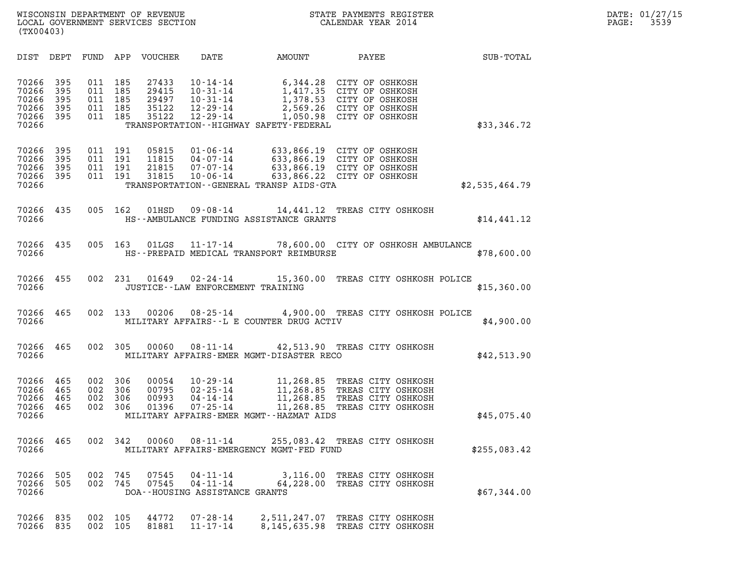WISCONSIN DEPARTMENT OF REVENUE
LOCAL GOVERNMENT SERVICES SECTION
(TX00403)

STATE PAYMENTS REGISTER
CALENDAR YEAR 2014

DATE: 01/27/15
PAGE: 3539

| DIST | DEPT | FUND | APP | VOUCHER | DATE | AMOUNT | PAYEE | SUB-TOTAL |
|---|---|---|---|---|---|---|---|---|
| 70266 | 395 | 011 | 185 | 27433 | 10-14-14 | 6,344.28 | CITY OF OSHKOSH | |
| 70266 | 395 | 011 | 185 | 29415 | 10-31-14 | 1,417.35 | CITY OF OSHKOSH | |
| 70266 | 395 | 011 | 185 | 29497 | 10-31-14 | 1,378.53 | CITY OF OSHKOSH | |
| 70266 | 395 | 011 | 185 | 35122 | 12-29-14 | 2,569.26 | CITY OF OSHKOSH | |
| 70266 | 395 | 011 | 185 | 35122 | 12-29-14 | 1,050.98 | CITY OF OSHKOSH | |
| 70266 | | | | | TRANSPORTATION--HIGHWAY SAFETY-FEDERAL | | | $33,346.72 |
| 70266 | 395 | 011 | 191 | 05815 | 01-06-14 | 633,866.19 | CITY OF OSHKOSH | |
| 70266 | 395 | 011 | 191 | 11815 | 04-07-14 | 633,866.19 | CITY OF OSHKOSH | |
| 70266 | 395 | 011 | 191 | 21815 | 07-07-14 | 633,866.19 | CITY OF OSHKOSH | |
| 70266 | 395 | 011 | 191 | 31815 | 10-06-14 | 633,866.22 | CITY OF OSHKOSH | |
| 70266 | | | | | TRANSPORTATION--GENERAL TRANSP AIDS-GTA | | | $2,535,464.79 |
| 70266 | 435 | 005 | 162 | 01HSD | 09-08-14 | 14,441.12 | TREAS CITY OSHKOSH | |
| 70266 | | | | | HS--AMBULANCE FUNDING ASSISTANCE GRANTS | | | $14,441.12 |
| 70266 | 435 | 005 | 163 | 01LGS | 11-17-14 | 78,600.00 | CITY OF OSHKOSH AMBULANCE | |
| 70266 | | | | | HS--PREPAID MEDICAL TRANSPORT REIMBURSE | | | $78,600.00 |
| 70266 | 455 | 002 | 231 | 01649 | 02-24-14 | 15,360.00 | TREAS CITY OSHKOSH POLICE | |
| 70266 | | | | | JUSTICE--LAW ENFORCEMENT TRAINING | | | $15,360.00 |
| 70266 | 465 | 002 | 133 | 00206 | 08-25-14 | 4,900.00 | TREAS CITY OSHKOSH POLICE | |
| 70266 | | | | | MILITARY AFFAIRS--L E COUNTER DRUG ACTIV | | | $4,900.00 |
| 70266 | 465 | 002 | 305 | 00060 | 08-11-14 | 42,513.90 | TREAS CITY OSHKOSH | |
| 70266 | | | | | MILITARY AFFAIRS-EMER MGMT-DISASTER RECO | | | $42,513.90 |
| 70266 | 465 | 002 | 306 | 00054 | 10-29-14 | 11,268.85 | TREAS CITY OSHKOSH | |
| 70266 | 465 | 002 | 306 | 00795 | 02-25-14 | 11,268.85 | TREAS CITY OSHKOSH | |
| 70266 | 465 | 002 | 306 | 00993 | 04-14-14 | 11,268.85 | TREAS CITY OSHKOSH | |
| 70266 | 465 | 002 | 306 | 01396 | 07-25-14 | 11,268.85 | TREAS CITY OSHKOSH | |
| 70266 | | | | | MILITARY AFFAIRS-EMER MGMT--HAZMAT AIDS | | | $45,075.40 |
| 70266 | 465 | 002 | 342 | 00060 | 08-11-14 | 255,083.42 | TREAS CITY OSHKOSH | |
| 70266 | | | | | MILITARY AFFAIRS-EMERGENCY MGMT-FED FUND | | | $255,083.42 |
| 70266 | 505 | 002 | 745 | 07545 | 04-11-14 | 3,116.00 | TREAS CITY OSHKOSH | |
| 70266 | 505 | 002 | 745 | 07545 | 04-11-14 | 64,228.00 | TREAS CITY OSHKOSH | |
| 70266 | | | | | DOA--HOUSING ASSISTANCE GRANTS | | | $67,344.00 |
| 70266 | 835 | 002 | 105 | 44772 | 07-28-14 | 2,511,247.07 | TREAS CITY OSHKOSH | |
| 70266 | 835 | 002 | 105 | 81881 | 11-17-14 | 8,145,635.98 | TREAS CITY OSHKOSH | |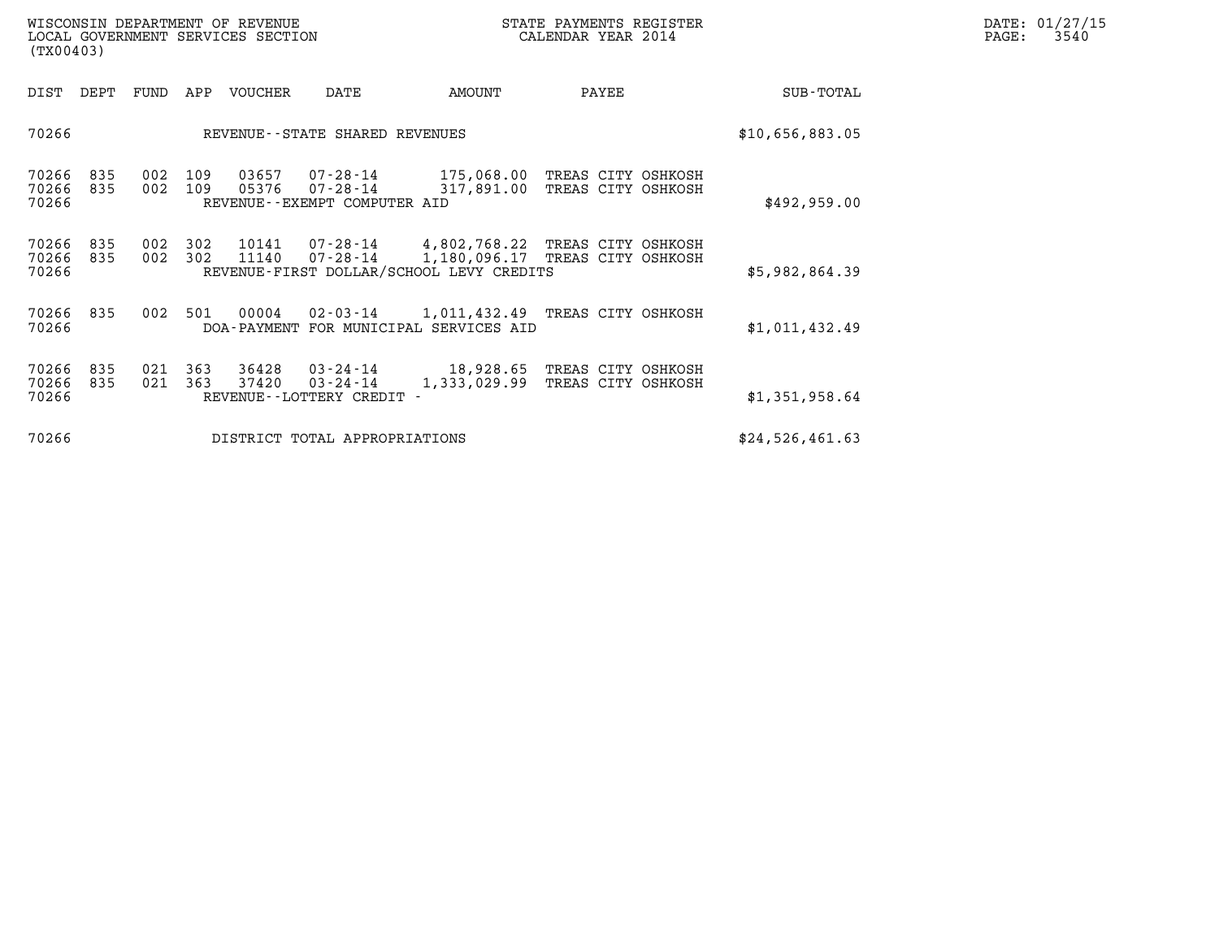| DIST | DEPT | FUND | APP | VOUCHER | DATE | AMOUNT | PAYEE | SUB-TOTAL |
|---|---|---|---|---|---|---|---|---|
| 70266 | | | | REVENUE--STATE SHARED REVENUES | | | | $10,656,883.05 |
| 70266 | 835 | 002 | 109 | 03657 | 07-28-14 | 175,068.00 | TREAS CITY OSHKOSH | |
| 70266 | 835 | 002 | 109 | 05376 | 07-28-14 | 317,891.00 | TREAS CITY OSHKOSH | |
| 70266 | | | | REVENUE--EXEMPT COMPUTER AID | | | | $492,959.00 |
| 70266 | 835 | 002 | 302 | 10141 | 07-28-14 | 4,802,768.22 | TREAS CITY OSHKOSH | |
| 70266 | 835 | 002 | 302 | 11140 | 07-28-14 | 1,180,096.17 | TREAS CITY OSHKOSH | |
| 70266 | | | | REVENUE-FIRST DOLLAR/SCHOOL LEVY CREDITS | | | | $5,982,864.39 |
| 70266 | 835 | 002 | 501 | 00004 | 02-03-14 | 1,011,432.49 | TREAS CITY OSHKOSH | |
| 70266 | | | | DOA-PAYMENT FOR MUNICIPAL SERVICES AID | | | | $1,011,432.49 |
| 70266 | 835 | 021 | 363 | 36428 | 03-24-14 | 18,928.65 | TREAS CITY OSHKOSH | |
| 70266 | 835 | 021 | 363 | 37420 | 03-24-14 | 1,333,029.99 | TREAS CITY OSHKOSH | |
| 70266 | | | | REVENUE--LOTTERY CREDIT - | | | | $1,351,958.64 |
| 70266 | | | | DISTRICT TOTAL APPROPRIATIONS | | | | $24,526,461.63 |